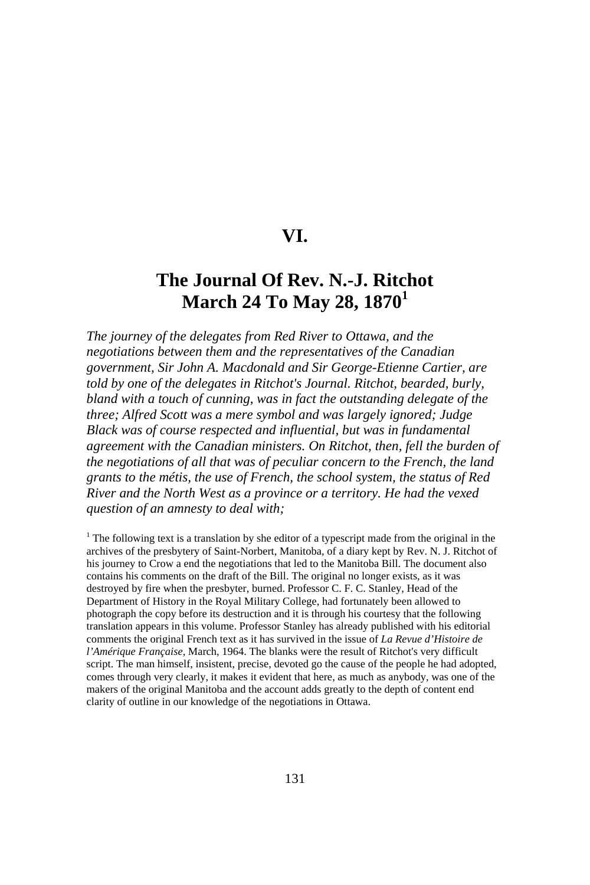# VI.

## The Journal Of Rev. N.-J. Ritchot March 24 To May 28, 1870[1]

*The journey of the delegates from Red River to Ottawa, and the negotiations between them and the representatives of the Canadian government, Sir John A. Macdonald and Sir George-Etienne Cartier, are told by one of the delegates in Ritchot's Journal. Ritchot, bearded, burly, bland with a touch of cunning, was in fact the outstanding delegate of the three; Alfred Scott was a mere symbol and was largely ignored; Judge Black was of course respected and influential, but was in fundamental agreement with the Canadian ministers. On Ritchot, then, fell the burden of the negotiations of all that was of peculiar concern to the French, the land grants to the métis, the use of French, the school system, the status of Red River and the North West as a province or a territory. He had the vexed question of an amnesty to deal with;*

[1] The following text is a translation by she editor of a typescript made from the original in the archives of the presbytery of Saint-Norbert, Manitoba, of a diary kept by Rev. N. J. Ritchot of his journey to Crow a end the negotiations that led to the Manitoba Bill. The document also contains his comments on the draft of the Bill. The original no longer exists, as it was destroyed by fire when the presbyter, burned. Professor C. F. C. Stanley, Head of the Department of History in the Royal Military College, had fortunately been allowed to photograph the copy before its destruction and it is through his courtesy that the following translation appears in this volume. Professor Stanley has already published with his editorial comments the original French text as it has survived in the issue of *La Revue d'Histoire de l'Amérique Française*, March, 1964. The blanks were the result of Ritchot's very difficult script. The man himself, insistent, precise, devoted go the cause of the people he had adopted, comes through very clearly, it makes it evident that here, as much as anybody, was one of the makers of the original Manitoba and the account adds greatly to the depth of content end clarity of outline in our knowledge of the negotiations in Ottawa.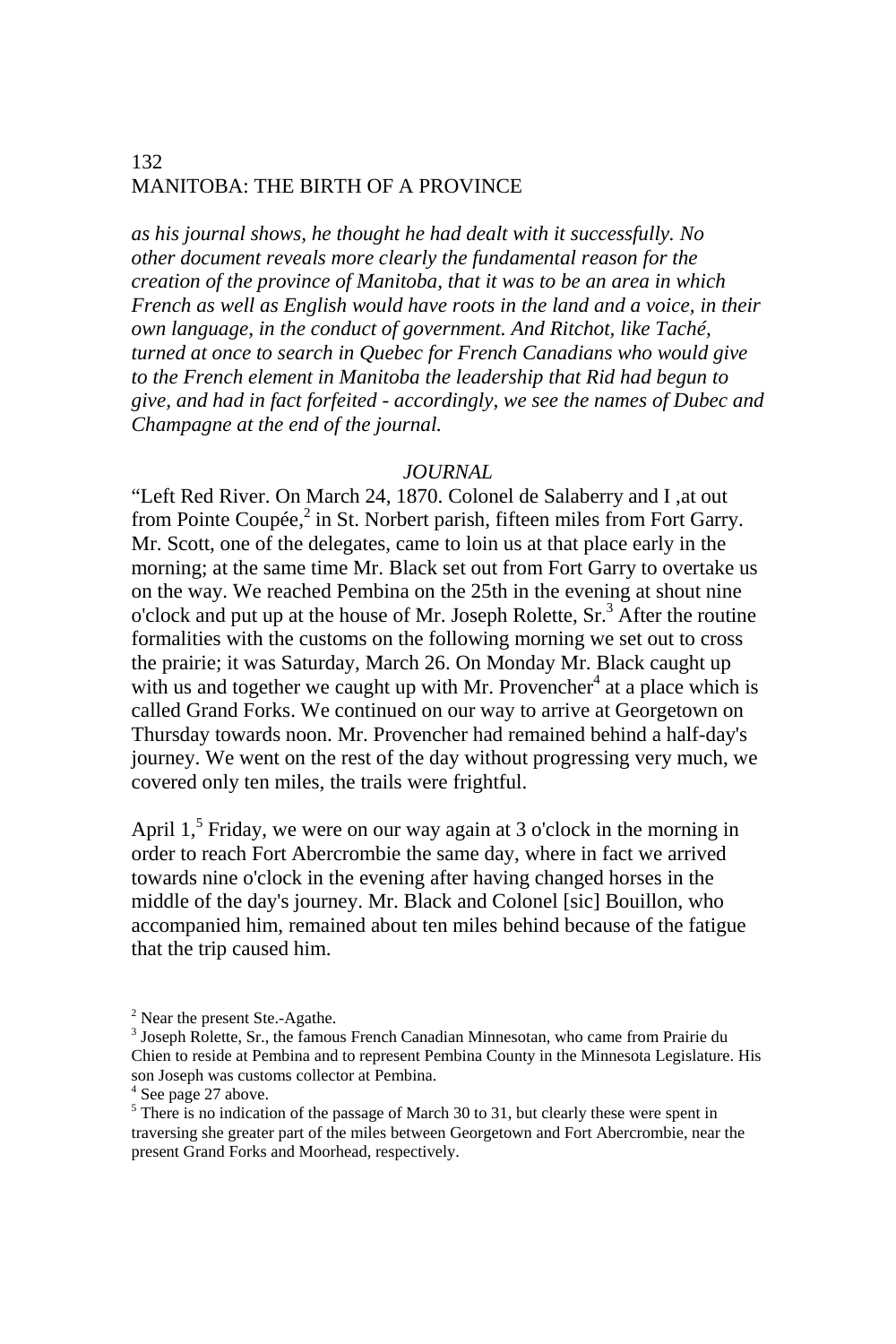*as his journal shows, he thought he had dealt with it successfully. No other document reveals more clearly the fundamental reason for the creation of the province of Manitoba, that it was to be an area in which French as well as English would have roots in the land and a voice, in their own language, in the conduct of government. And Ritchot, like Taché, turned at once to search in Quebec for French Canadians who would give to the French element in Manitoba the leadership that Rid had begun to give, and had in fact forfeited - accordingly, we see the names of Dubec and Champagne at the end of the journal.*

*JOURNAL*

"Left Red River. On March 24, 1870. Colonel de Salaberry and I ,at out from Pointe Coupée,[2] in St. Norbert parish, fifteen miles from Fort Garry. Mr. Scott, one of the delegates, came to loin us at that place early in the morning; at the same time Mr. Black set out from Fort Garry to overtake us on the way. We reached Pembina on the 25th in the evening at shout nine o'clock and put up at the house of Mr. Joseph Rolette, Sr.[3] After the routine formalities with the customs on the following morning we set out to cross the prairie; it was Saturday, March 26. On Monday Mr. Black caught up with us and together we caught up with Mr. Provencher[4] at a place which is called Grand Forks. We continued on our way to arrive at Georgetown on Thursday towards noon. Mr. Provencher had remained behind a half-day's journey. We went on the rest of the day without progressing very much, we covered only ten miles, the trails were frightful.

April 1,[5] Friday, we were on our way again at 3 o'clock in the morning in order to reach Fort Abercrombie the same day, where in fact we arrived towards nine o'clock in the evening after having changed horses in the middle of the day's journey. Mr. Black and Colonel [sic] Bouillon, who accompanied him, remained about ten miles behind because of the fatigue that the trip caused him.

[2] Near the present Ste.-Agathe.

[3] Joseph Rolette, Sr., the famous French Canadian Minnesotan, who came from Prairie du Chien to reside at Pembina and to represent Pembina County in the Minnesota Legislature. His son Joseph was customs collector at Pembina.

[4] See page 27 above.

[5] There is no indication of the passage of March 30 to 31, but clearly these were spent in traversing she greater part of the miles between Georgetown and Fort Abercrombie, near the present Grand Forks and Moorhead, respectively.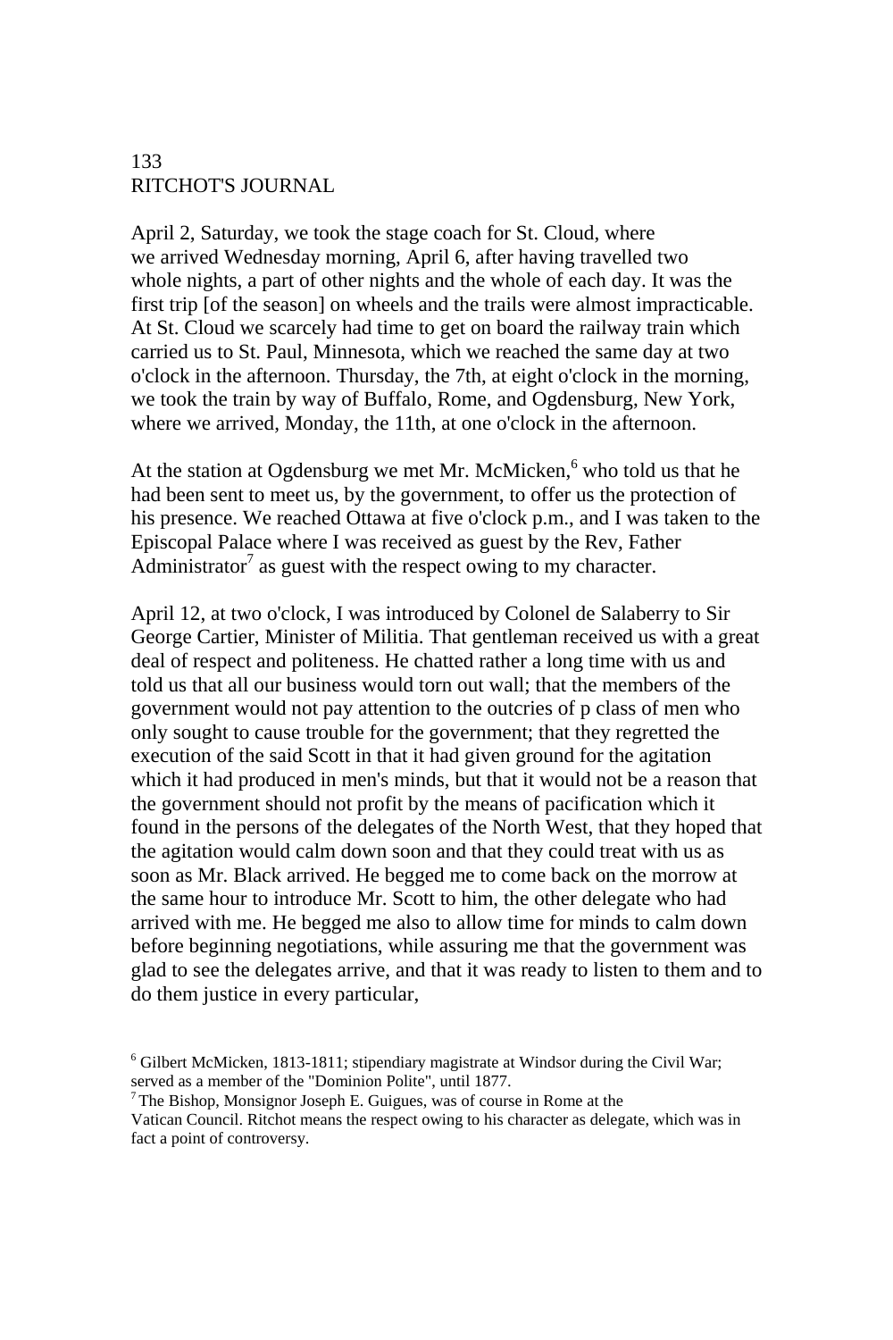April 2, Saturday, we took the stage coach for St. Cloud, where we arrived Wednesday morning, April 6, after having travelled two whole nights, a part of other nights and the whole of each day. It was the first trip [of the season] on wheels and the trails were almost impracticable. At St. Cloud we scarcely had time to get on board the railway train which carried us to St. Paul, Minnesota, which we reached the same day at two o'clock in the afternoon. Thursday, the 7th, at eight o'clock in the morning, we took the train by way of Buffalo, Rome, and Ogdensburg, New York, where we arrived, Monday, the 11th, at one o'clock in the afternoon.

At the station at Ogdensburg we met Mr. McMicken,[6] who told us that he had been sent to meet us, by the government, to offer us the protection of his presence. We reached Ottawa at five o'clock p.m., and I was taken to the Episcopal Palace where I was received as guest by the Rev, Father Administrator[7] as guest with the respect owing to my character.

April 12, at two o'clock, I was introduced by Colonel de Salaberry to Sir George Cartier, Minister of Militia. That gentleman received us with a great deal of respect and politeness. He chatted rather a long time with us and told us that all our business would torn out wall; that the members of the government would not pay attention to the outcries of p class of men who only sought to cause trouble for the government; that they regretted the execution of the said Scott in that it had given ground for the agitation which it had produced in men's minds, but that it would not be a reason that the government should not profit by the means of pacification which it found in the persons of the delegates of the North West, that they hoped that the agitation would calm down soon and that they could treat with us as soon as Mr. Black arrived. He begged me to come back on the morrow at the same hour to introduce Mr. Scott to him, the other delegate who had arrived with me. He begged me also to allow time for minds to calm down before beginning negotiations, while assuring me that the government was glad to see the delegates arrive, and that it was ready to listen to them and to do them justice in every particular,

[6] Gilbert McMicken, 1813-1811; stipendiary magistrate at Windsor during the Civil War; served as a member of the "Dominion Polite", until 1877.

[7] The Bishop, Monsignor Joseph E. Guigues, was of course in Rome at the Vatican Council. Ritchot means the respect owing to his character as delegate, which was in fact a point of controversy.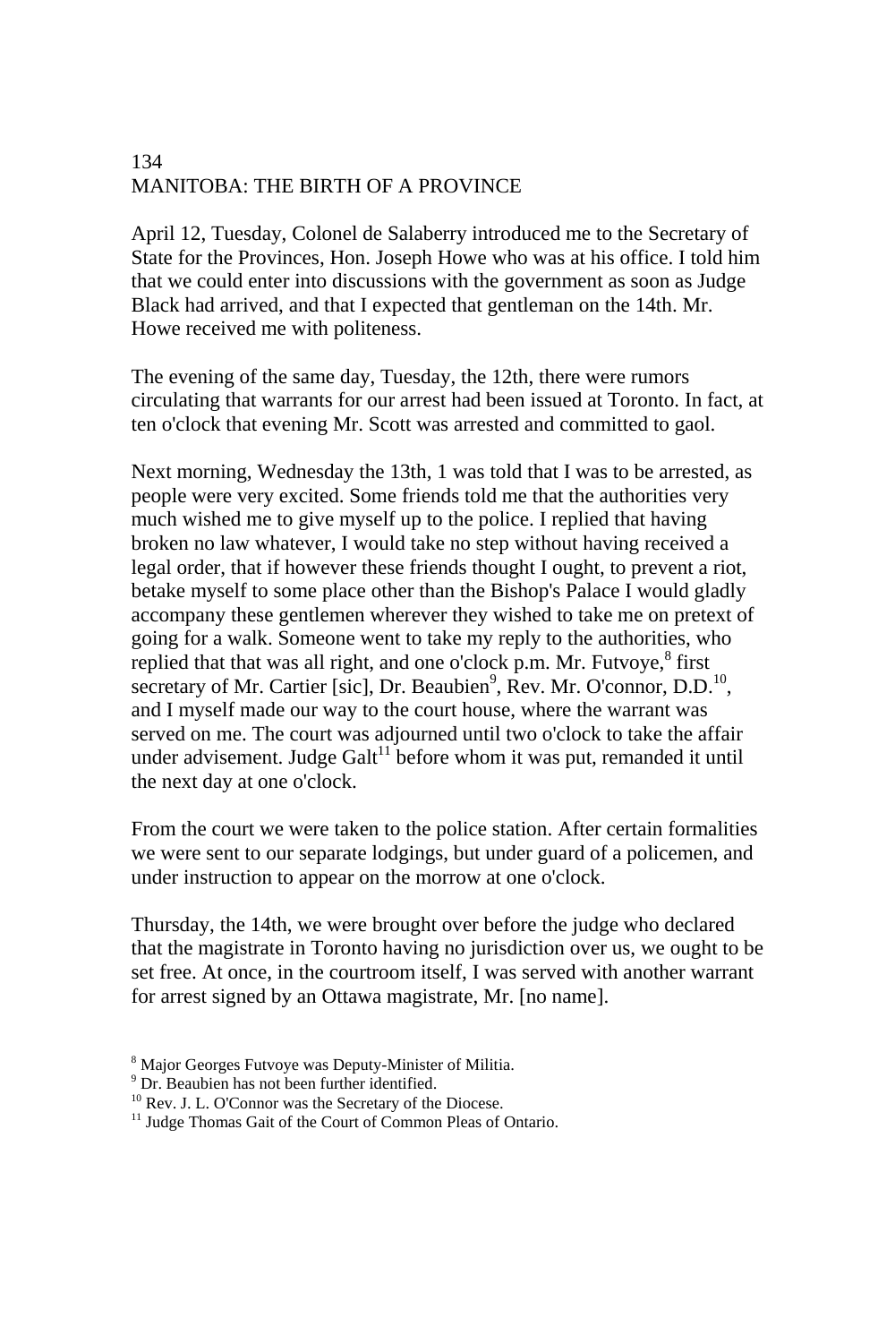April 12, Tuesday, Colonel de Salaberry introduced me to the Secretary of State for the Provinces, Hon. Joseph Howe who was at his office. I told him that we could enter into discussions with the government as soon as Judge Black had arrived, and that I expected that gentleman on the 14th. Mr. Howe received me with politeness.

The evening of the same day, Tuesday, the 12th, there were rumors circulating that warrants for our arrest had been issued at Toronto. In fact, at ten o'clock that evening Mr. Scott was arrested and committed to gaol.

Next morning, Wednesday the 13th, 1 was told that I was to be arrested, as people were very excited. Some friends told me that the authorities very much wished me to give myself up to the police. I replied that having broken no law whatever, I would take no step without having received a legal order, that if however these friends thought I ought, to prevent a riot, betake myself to some place other than the Bishop's Palace I would gladly accompany these gentlemen wherever they wished to take me on pretext of going for a walk. Someone went to take my reply to the authorities, who replied that that was all right, and one o'clock p.m. Mr. Futvoye,[8] first secretary of Mr. Cartier [sic], Dr. Beaubien[9], Rev. Mr. O'connor, D.D.[10], and I myself made our way to the court house, where the warrant was served on me. The court was adjourned until two o'clock to take the affair under advisement. Judge Galt[11] before whom it was put, remanded it until the next day at one o'clock.

From the court we were taken to the police station. After certain formalities we were sent to our separate lodgings, but under guard of a policemen, and under instruction to appear on the morrow at one o'clock.

Thursday, the 14th, we were brought over before the judge who declared that the magistrate in Toronto having no jurisdiction over us, we ought to be set free. At once, in the courtroom itself, I was served with another warrant for arrest signed by an Ottawa magistrate, Mr. [no name].

[8] Major Georges Futvoye was Deputy-Minister of Militia.
[9] Dr. Beaubien has not been further identified.
[10] Rev. J. L. O'Connor was the Secretary of the Diocese.
[11] Judge Thomas Gait of the Court of Common Pleas of Ontario.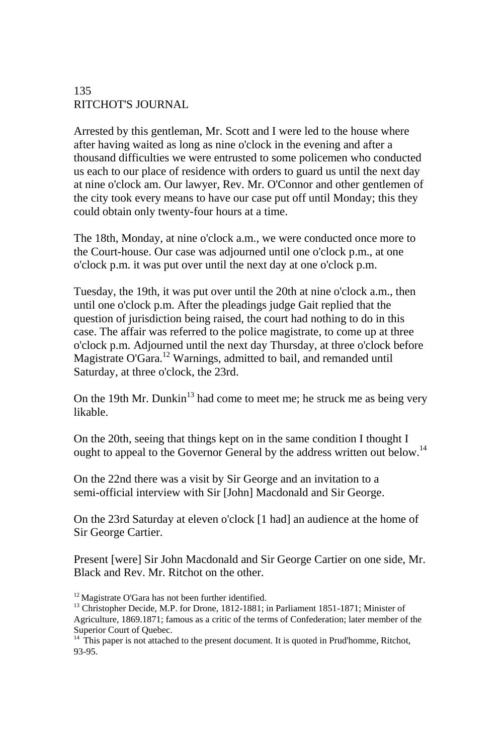Arrested by this gentleman, Mr. Scott and I were led to the house where after having waited as long as nine o'clock in the evening and after a thousand difficulties we were entrusted to some policemen who conducted us each to our place of residence with orders to guard us until the next day at nine o'clock am. Our lawyer, Rev. Mr. O'Connor and other gentlemen of the city took every means to have our case put off until Monday; this they could obtain only twenty-four hours at a time.

The 18th, Monday, at nine o'clock a.m., we were conducted once more to the Court-house. Our case was adjourned until one o'clock p.m., at one o'clock p.m. it was put over until the next day at one o'clock p.m.

Tuesday, the 19th, it was put over until the 20th at nine o'clock a.m., then until one o'clock p.m. After the pleadings judge Gait replied that the question of jurisdiction being raised, the court had nothing to do in this case. The affair was referred to the police magistrate, to come up at three o'clock p.m. Adjourned until the next day Thursday, at three o'clock before Magistrate O'Gara.[12] Warnings, admitted to bail, and remanded until Saturday, at three o'clock, the 23rd.

On the 19th Mr. Dunkin[13] had come to meet me; he struck me as being very likable.

On the 20th, seeing that things kept on in the same condition I thought I ought to appeal to the Governor General by the address written out below.[14]

On the 22nd there was a visit by Sir George and an invitation to a semi-official interview with Sir [John] Macdonald and Sir George.

On the 23rd Saturday at eleven o'clock [1 had] an audience at the home of Sir George Cartier.

Present [were] Sir John Macdonald and Sir George Cartier on one side, Mr. Black and Rev. Mr. Ritchot on the other.

[12] Magistrate O'Gara has not been further identified.

[13] Christopher Decide, M.P. for Drone, 1812-1881; in Parliament 1851-1871; Minister of Agriculture, 1869.1871; famous as a critic of the terms of Confederation; later member of the Superior Court of Quebec.

[14] This paper is not attached to the present document. It is quoted in Prud'homme, Ritchot, 93-95.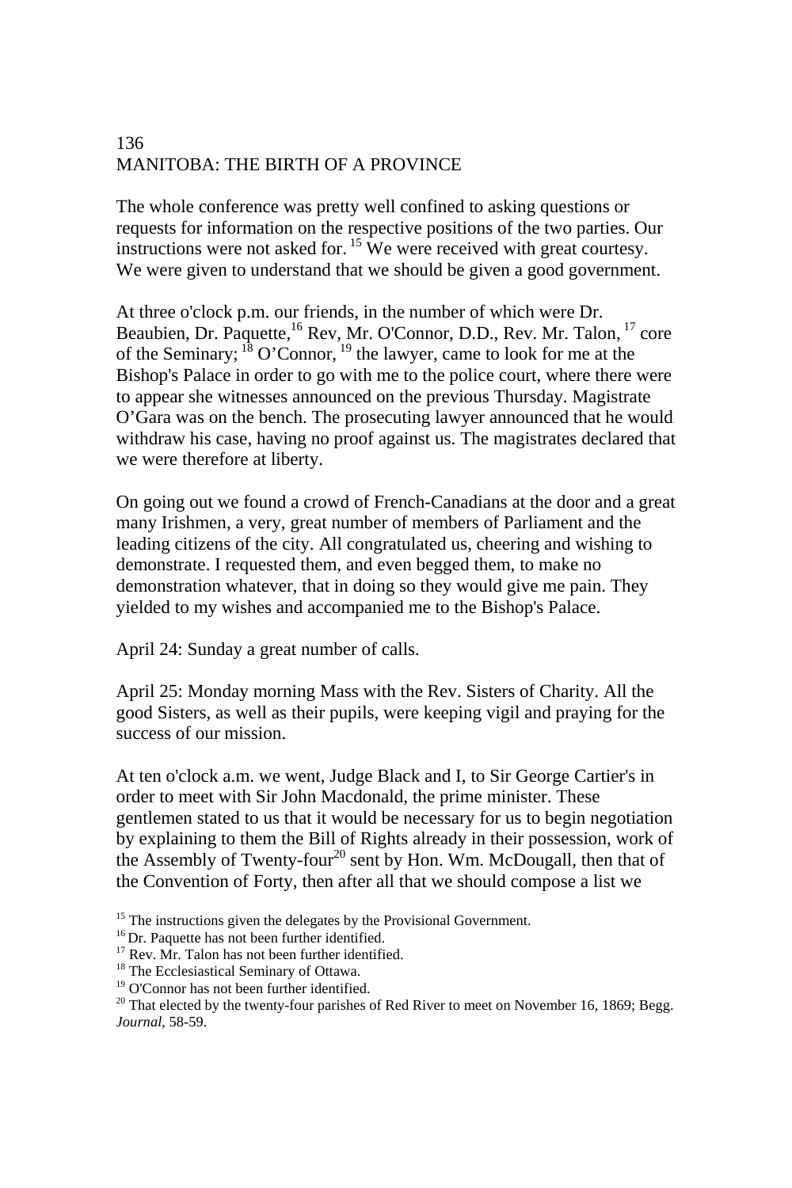The whole conference was pretty well confined to asking questions or requests for information on the respective positions of the two parties. Our instructions were not asked for. [15] We were received with great courtesy. We were given to understand that we should be given a good government.

At three o'clock p.m. our friends, in the number of which were Dr. Beaubien, Dr. Paquette,[16] Rev, Mr. O'Connor, D.D., Rev. Mr. Talon, [17] core of the Seminary; [18] O'Connor, [19] the lawyer, came to look for me at the Bishop's Palace in order to go with me to the police court, where there were to appear she witnesses announced on the previous Thursday. Magistrate O'Gara was on the bench. The prosecuting lawyer announced that he would withdraw his case, having no proof against us. The magistrates declared that we were therefore at liberty.

On going out we found a crowd of French-Canadians at the door and a great many Irishmen, a very, great number of members of Parliament and the leading citizens of the city. All congratulated us, cheering and wishing to demonstrate. I requested them, and even begged them, to make no demonstration whatever, that in doing so they would give me pain. They yielded to my wishes and accompanied me to the Bishop's Palace.

April 24: Sunday a great number of calls.

April 25: Monday morning Mass with the Rev. Sisters of Charity. All the good Sisters, as well as their pupils, were keeping vigil and praying for the success of our mission.

At ten o'clock a.m. we went, Judge Black and I, to Sir George Cartier's in order to meet with Sir John Macdonald, the prime minister. These gentlemen stated to us that it would be necessary for us to begin negotiation by explaining to them the Bill of Rights already in their possession, work of the Assembly of Twenty-four[20] sent by Hon. Wm. McDougall, then that of the Convention of Forty, then after all that we should compose a list we

[15] The instructions given the delegates by the Provisional Government.

[16] Dr. Paquette has not been further identified.

[17] Rev. Mr. Talon has not been further identified.

[18] The Ecclesiastical Seminary of Ottawa.

[19] O'Connor has not been further identified.

[20] That elected by the twenty-four parishes of Red River to meet on November 16, 1869; Begg. *Journal*, 58-59.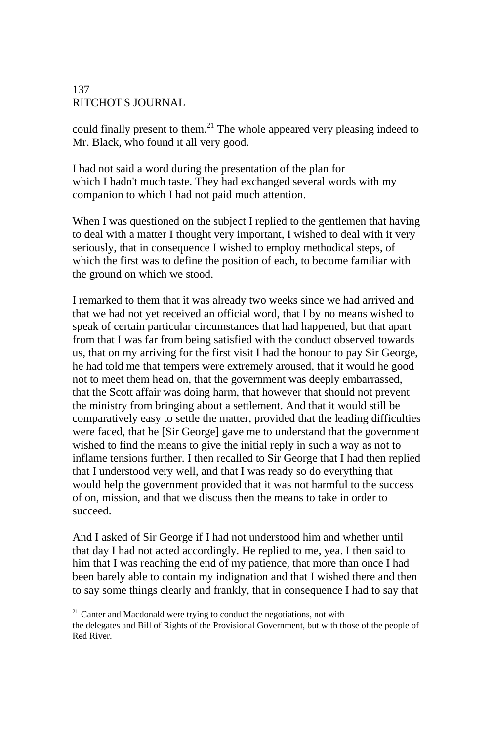could finally present to them.[21] The whole appeared very pleasing indeed to Mr. Black, who found it all very good.

I had not said a word during the presentation of the plan for which I hadn't much taste. They had exchanged several words with my companion to which I had not paid much attention.

When I was questioned on the subject I replied to the gentlemen that having to deal with a matter I thought very important, I wished to deal with it very seriously, that in consequence I wished to employ methodical steps, of which the first was to define the position of each, to become familiar with the ground on which we stood.

I remarked to them that it was already two weeks since we had arrived and that we had not yet received an official word, that I by no means wished to speak of certain particular circumstances that had happened, but that apart from that I was far from being satisfied with the conduct observed towards us, that on my arriving for the first visit I had the honour to pay Sir George, he had told me that tempers were extremely aroused, that it would he good not to meet them head on, that the government was deeply embarrassed, that the Scott affair was doing harm, that however that should not prevent the ministry from bringing about a settlement. And that it would still be comparatively easy to settle the matter, provided that the leading difficulties were faced, that he [Sir George] gave me to understand that the government wished to find the means to give the initial reply in such a way as not to inflame tensions further. I then recalled to Sir George that I had then replied that I understood very well, and that I was ready so do everything that would help the government provided that it was not harmful to the success of on, mission, and that we discuss then the means to take in order to succeed.

And I asked of Sir George if I had not understood him and whether until that day I had not acted accordingly. He replied to me, yea. I then said to him that I was reaching the end of my patience, that more than once I had been barely able to contain my indignation and that I wished there and then to say some things clearly and frankly, that in consequence I had to say that

[21] Canter and Macdonald were trying to conduct the negotiations, not with the delegates and Bill of Rights of the Provisional Government, but with those of the people of Red River.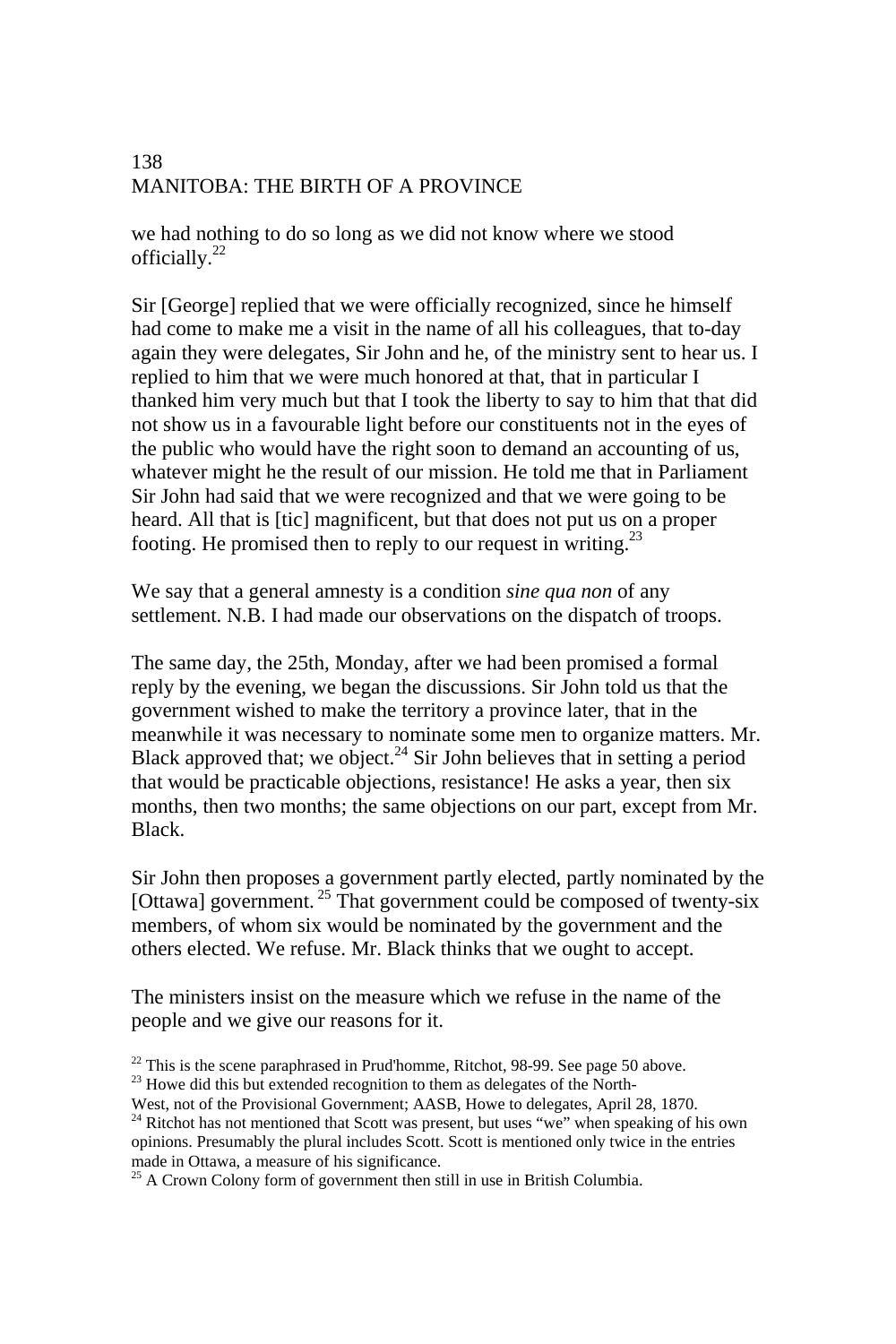we had nothing to do so long as we did not know where we stood officially.[22]

Sir [George] replied that we were officially recognized, since he himself had come to make me a visit in the name of all his colleagues, that to-day again they were delegates, Sir John and he, of the ministry sent to hear us. I replied to him that we were much honored at that, that in particular I thanked him very much but that I took the liberty to say to him that that did not show us in a favourable light before our constituents not in the eyes of the public who would have the right soon to demand an accounting of us, whatever might he the result of our mission. He told me that in Parliament Sir John had said that we were recognized and that we were going to be heard. All that is [tic] magnificent, but that does not put us on a proper footing. He promised then to reply to our request in writing.[23]

We say that a general amnesty is a condition *sine qua non* of any settlement. N.B. I had made our observations on the dispatch of troops.

The same day, the 25th, Monday, after we had been promised a formal reply by the evening, we began the discussions. Sir John told us that the government wished to make the territory a province later, that in the meanwhile it was necessary to nominate some men to organize matters. Mr. Black approved that; we object.[24] Sir John believes that in setting a period that would be practicable objections, resistance! He asks a year, then six months, then two months; the same objections on our part, except from Mr. Black.

Sir John then proposes a government partly elected, partly nominated by the [Ottawa] government.[25] That government could be composed of twenty-six members, of whom six would be nominated by the government and the others elected. We refuse. Mr. Black thinks that we ought to accept.

The ministers insist on the measure which we refuse in the name of the people and we give our reasons for it.

[22] This is the scene paraphrased in Prud'homme, Ritchot, 98-99. See page 50 above.

[23] Howe did this but extended recognition to them as delegates of the North-West, not of the Provisional Government; AASB, Howe to delegates, April 28, 1870.

[24] Ritchot has not mentioned that Scott was present, but uses "we" when speaking of his own opinions. Presumably the plural includes Scott. Scott is mentioned only twice in the entries made in Ottawa, a measure of his significance.

[25] A Crown Colony form of government then still in use in British Columbia.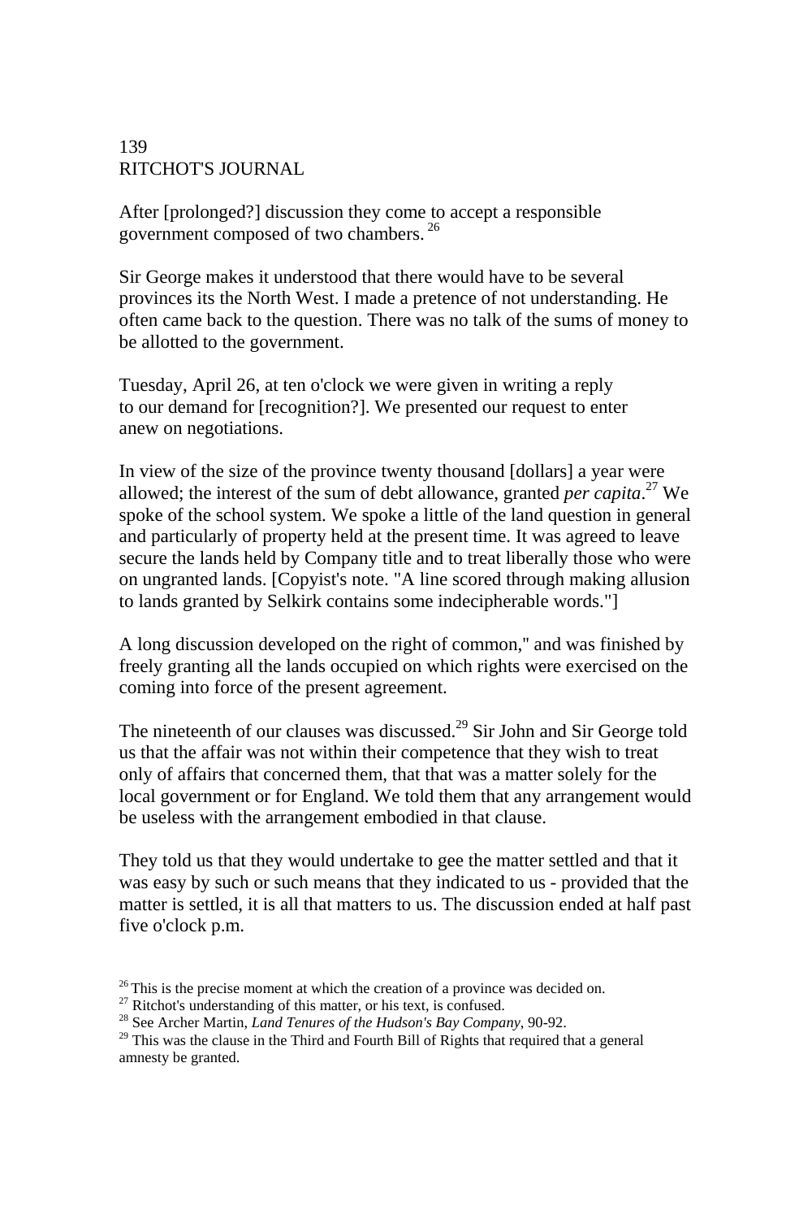After [prolonged?] discussion they come to accept a responsible government composed of two chambers.[26]

Sir George makes it understood that there would have to be several provinces its the North West. I made a pretence of not understanding. He often came back to the question. There was no talk of the sums of money to be allotted to the government.

Tuesday, April 26, at ten o'clock we were given in writing a reply to our demand for [recognition?]. We presented our request to enter anew on negotiations.

In view of the size of the province twenty thousand [dollars] a year were allowed; the interest of the sum of debt allowance, granted *per capita*.[27] We spoke of the school system. We spoke a little of the land question in general and particularly of property held at the present time. It was agreed to leave secure the lands held by Company title and to treat liberally those who were on ungranted lands. [Copyist's note. "A line scored through making allusion to lands granted by Selkirk contains some indecipherable words."]

A long discussion developed on the right of common," and was finished by freely granting all the lands occupied on which rights were exercised on the coming into force of the present agreement.

The nineteenth of our clauses was discussed.[29] Sir John and Sir George told us that the affair was not within their competence that they wish to treat only of affairs that concerned them, that that was a matter solely for the local government or for England. We told them that any arrangement would be useless with the arrangement embodied in that clause.

They told us that they would undertake to gee the matter settled and that it was easy by such or such means that they indicated to us - provided that the matter is settled, it is all that matters to us. The discussion ended at half past five o'clock p.m.

---

[26] This is the precise moment at which the creation of a province was decided on.

[27] Ritchot's understanding of this matter, or his text, is confused.

[28] See Archer Martin, *Land Tenures of the Hudson's Bay Company*, 90-92.

[29] This was the clause in the Third and Fourth Bill of Rights that required that a general amnesty be granted.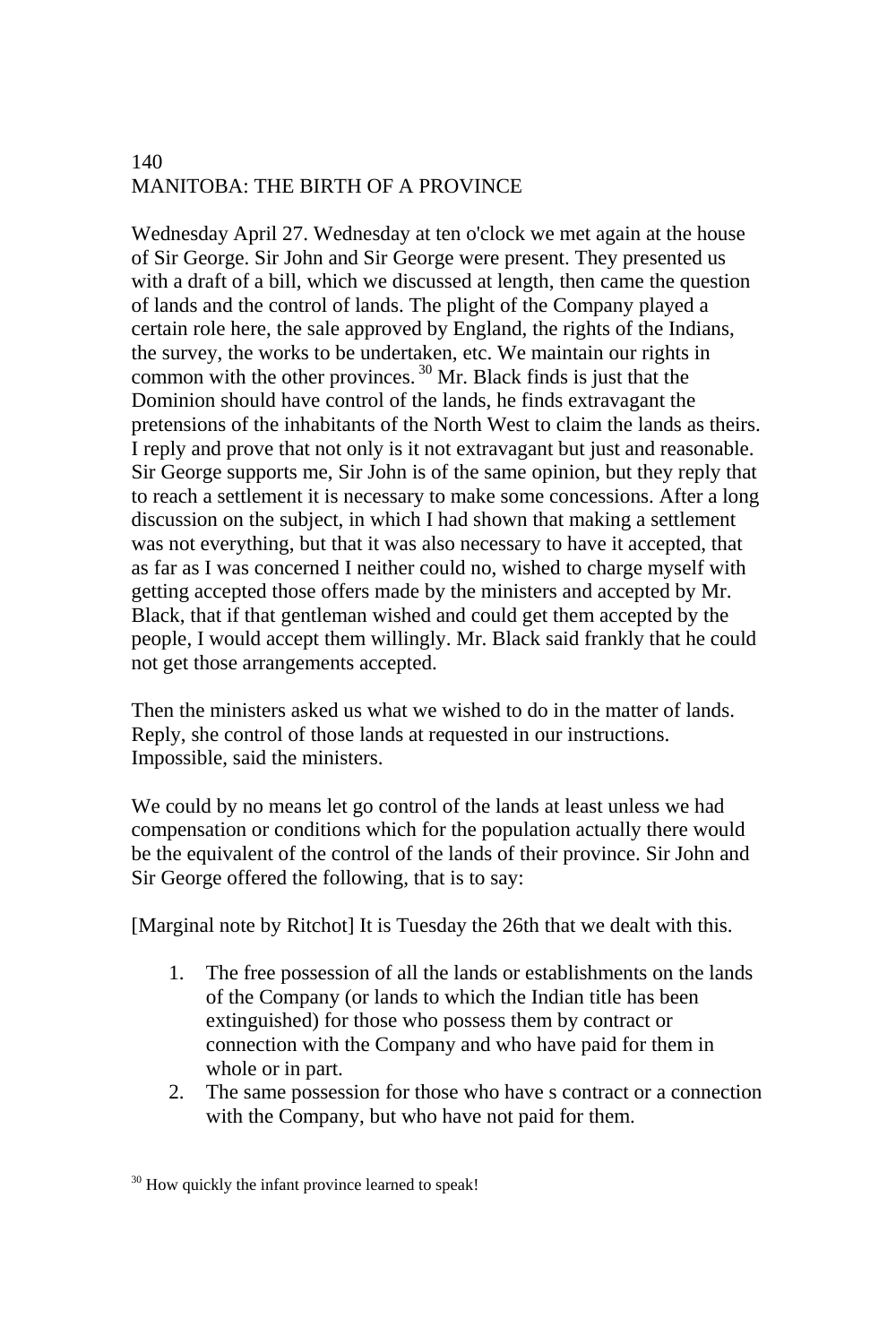Wednesday April 27. Wednesday at ten o'clock we met again at the house of Sir George. Sir John and Sir George were present. They presented us with a draft of a bill, which we discussed at length, then came the question of lands and the control of lands. The plight of the Company played a certain role here, the sale approved by England, the rights of the Indians, the survey, the works to be undertaken, etc. We maintain our rights in common with the other provinces.[30] Mr. Black finds is just that the Dominion should have control of the lands, he finds extravagant the pretensions of the inhabitants of the North West to claim the lands as theirs. I reply and prove that not only is it not extravagant but just and reasonable. Sir George supports me, Sir John is of the same opinion, but they reply that to reach a settlement it is necessary to make some concessions. After a long discussion on the subject, in which I had shown that making a settlement was not everything, but that it was also necessary to have it accepted, that as far as I was concerned I neither could no, wished to charge myself with getting accepted those offers made by the ministers and accepted by Mr. Black, that if that gentleman wished and could get them accepted by the people, I would accept them willingly. Mr. Black said frankly that he could not get those arrangements accepted.

Then the ministers asked us what we wished to do in the matter of lands. Reply, she control of those lands at requested in our instructions. Impossible, said the ministers.

We could by no means let go control of the lands at least unless we had compensation or conditions which for the population actually there would be the equivalent of the control of the lands of their province. Sir John and Sir George offered the following, that is to say:

[Marginal note by Ritchot] It is Tuesday the 26th that we dealt with this.

1. The free possession of all the lands or establishments on the lands of the Company (or lands to which the Indian title has been extinguished) for those who possess them by contract or connection with the Company and who have paid for them in whole or in part.
2. The same possession for those who have s contract or a connection with the Company, but who have not paid for them.

[30] How quickly the infant province learned to speak!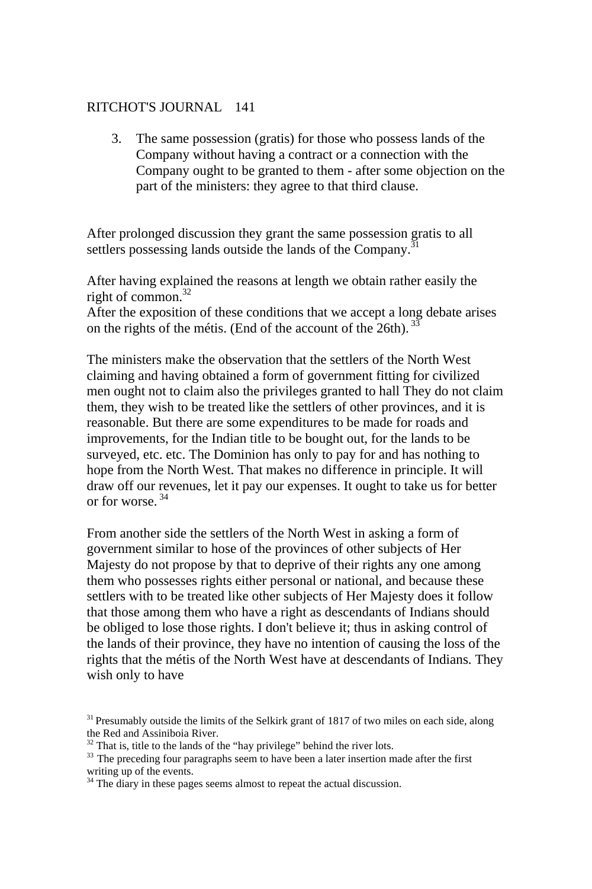3. The same possession (gratis) for those who possess lands of the Company without having a contract or a connection with the Company ought to be granted to them - after some objection on the part of the ministers: they agree to that third clause.

After prolonged discussion they grant the same possession gratis to all settlers possessing lands outside the lands of the Company.[31]

After having explained the reasons at length we obtain rather easily the right of common.[32]
After the exposition of these conditions that we accept a long debate arises on the rights of the métis. (End of the account of the 26th).[33]

The ministers make the observation that the settlers of the North West claiming and having obtained a form of government fitting for civilized men ought not to claim also the privileges granted to hall They do not claim them, they wish to be treated like the settlers of other provinces, and it is reasonable. But there are some expenditures to be made for roads and improvements, for the Indian title to be bought out, for the lands to be surveyed, etc. etc. The Dominion has only to pay for and has nothing to hope from the North West. That makes no difference in principle. It will draw off our revenues, let it pay our expenses. It ought to take us for better or for worse.[34]

From another side the settlers of the North West in asking a form of government similar to hose of the provinces of other subjects of Her Majesty do not propose by that to deprive of their rights any one among them who possesses rights either personal or national, and because these settlers with to be treated like other subjects of Her Majesty does it follow that those among them who have a right as descendants of Indians should be obliged to lose those rights. I don't believe it; thus in asking control of the lands of their province, they have no intention of causing the loss of the rights that the métis of the North West have at descendants of Indians. They wish only to have

[31] Presumably outside the limits of the Selkirk grant of 1817 of two miles on each side, along the Red and Assiniboia River.
[32] That is, title to the lands of the "hay privilege" behind the river lots.
[33] The preceding four paragraphs seem to have been a later insertion made after the first writing up of the events.
[34] The diary in these pages seems almost to repeat the actual discussion.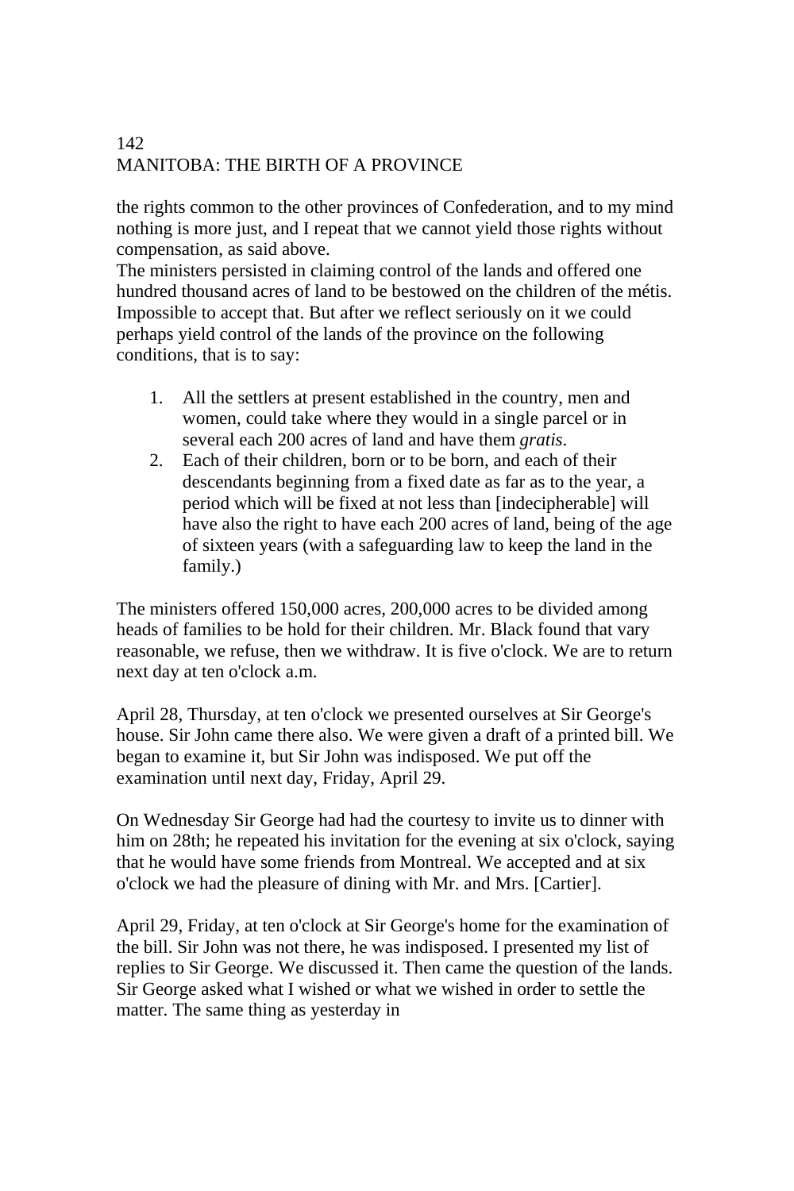the rights common to the other provinces of Confederation, and to my mind nothing is more just, and I repeat that we cannot yield those rights without compensation, as said above.

The ministers persisted in claiming control of the lands and offered one hundred thousand acres of land to be bestowed on the children of the métis. Impossible to accept that. But after we reflect seriously on it we could perhaps yield control of the lands of the province on the following conditions, that is to say:

1. All the settlers at present established in the country, men and women, could take where they would in a single parcel or in several each 200 acres of land and have them *gratis*.
2. Each of their children, born or to be born, and each of their descendants beginning from a fixed date as far as to the year, a period which will be fixed at not less than [indecipherable] will have also the right to have each 200 acres of land, being of the age of sixteen years (with a safeguarding law to keep the land in the family.)

The ministers offered 150,000 acres, 200,000 acres to be divided among heads of families to be hold for their children. Mr. Black found that vary reasonable, we refuse, then we withdraw. It is five o'clock. We are to return next day at ten o'clock a.m.

April 28, Thursday, at ten o'clock we presented ourselves at Sir George's house. Sir John came there also. We were given a draft of a printed bill. We began to examine it, but Sir John was indisposed. We put off the examination until next day, Friday, April 29.

On Wednesday Sir George had had the courtesy to invite us to dinner with him on 28th; he repeated his invitation for the evening at six o'clock, saying that he would have some friends from Montreal. We accepted and at six o'clock we had the pleasure of dining with Mr. and Mrs. [Cartier].

April 29, Friday, at ten o'clock at Sir George's home for the examination of the bill. Sir John was not there, he was indisposed. I presented my list of replies to Sir George. We discussed it. Then came the question of the lands. Sir George asked what I wished or what we wished in order to settle the matter. The same thing as yesterday in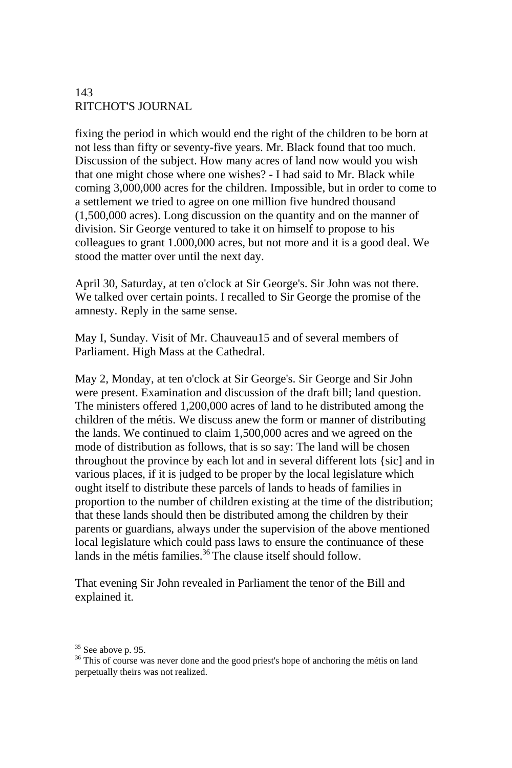fixing the period in which would end the right of the children to be born at not less than fifty or seventy-five years. Mr. Black found that too much. Discussion of the subject. How many acres of land now would you wish that one might chose where one wishes? - I had said to Mr. Black while coming 3,000,000 acres for the children. Impossible, but in order to come to a settlement we tried to agree on one million five hundred thousand (1,500,000 acres). Long discussion on the quantity and on the manner of division. Sir George ventured to take it on himself to propose to his colleagues to grant 1.000,000 acres, but not more and it is a good deal. We stood the matter over until the next day.

April 30, Saturday, at ten o'clock at Sir George's. Sir John was not there. We talked over certain points. I recalled to Sir George the promise of the amnesty. Reply in the same sense.

May I, Sunday. Visit of Mr. Chauveau15 and of several members of Parliament. High Mass at the Cathedral.

May 2, Monday, at ten o'clock at Sir George's. Sir George and Sir John were present. Examination and discussion of the draft bill; land question. The ministers offered 1,200,000 acres of land to he distributed among the children of the métis. We discuss anew the form or manner of distributing the lands. We continued to claim 1,500,000 acres and we agreed on the mode of distribution as follows, that is so say: The land will be chosen throughout the province by each lot and in several different lots {sic] and in various places, if it is judged to be proper by the local legislature which ought itself to distribute these parcels of lands to heads of families in proportion to the number of children existing at the time of the distribution; that these lands should then be distributed among the children by their parents or guardians, always under the supervision of the above mentioned local legislature which could pass laws to ensure the continuance of these lands in the métis families.[36] The clause itself should follow.

That evening Sir John revealed in Parliament the tenor of the Bill and explained it.

[35] See above p. 95.

[36] This of course was never done and the good priest's hope of anchoring the métis on land perpetually theirs was not realized.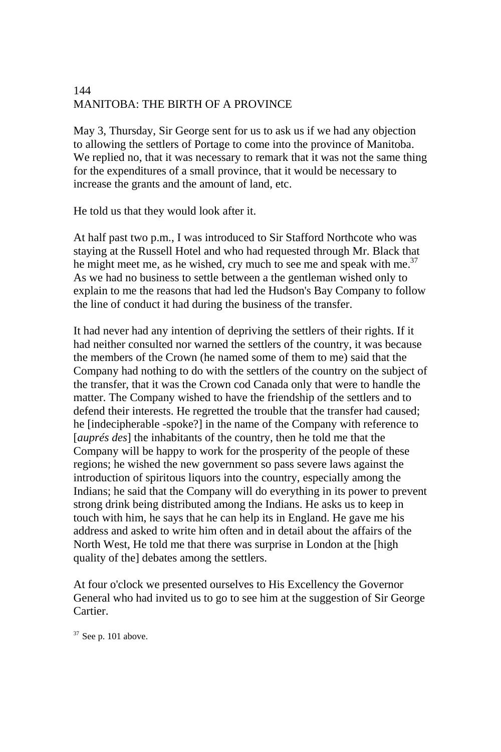May 3, Thursday, Sir George sent for us to ask us if we had any objection to allowing the settlers of Portage to come into the province of Manitoba. We replied no, that it was necessary to remark that it was not the same thing for the expenditures of a small province, that it would be necessary to increase the grants and the amount of land, etc.

He told us that they would look after it.

At half past two p.m., I was introduced to Sir Stafford Northcote who was staying at the Russell Hotel and who had requested through Mr. Black that he might meet me, as he wished, cry much to see me and speak with me.[37] As we had no business to settle between a the gentleman wished only to explain to me the reasons that had led the Hudson's Bay Company to follow the line of conduct it had during the business of the transfer.

It had never had any intention of depriving the settlers of their rights. If it had neither consulted nor warned the settlers of the country, it was because the members of the Crown (he named some of them to me) said that the Company had nothing to do with the settlers of the country on the subject of the transfer, that it was the Crown cod Canada only that were to handle the matter. The Company wished to have the friendship of the settlers and to defend their interests. He regretted the trouble that the transfer had caused; he [indecipherable -spoke?] in the name of the Company with reference to [*auprés des*] the inhabitants of the country, then he told me that the Company will be happy to work for the prosperity of the people of these regions; he wished the new government so pass severe laws against the introduction of spiritous liquors into the country, especially among the Indians; he said that the Company will do everything in its power to prevent strong drink being distributed among the Indians. He asks us to keep in touch with him, he says that he can help its in England. He gave me his address and asked to write him often and in detail about the affairs of the North West, He told me that there was surprise in London at the [high quality of the] debates among the settlers.

At four o'clock we presented ourselves to His Excellency the Governor General who had invited us to go to see him at the suggestion of Sir George Cartier.

[37] See p. 101 above.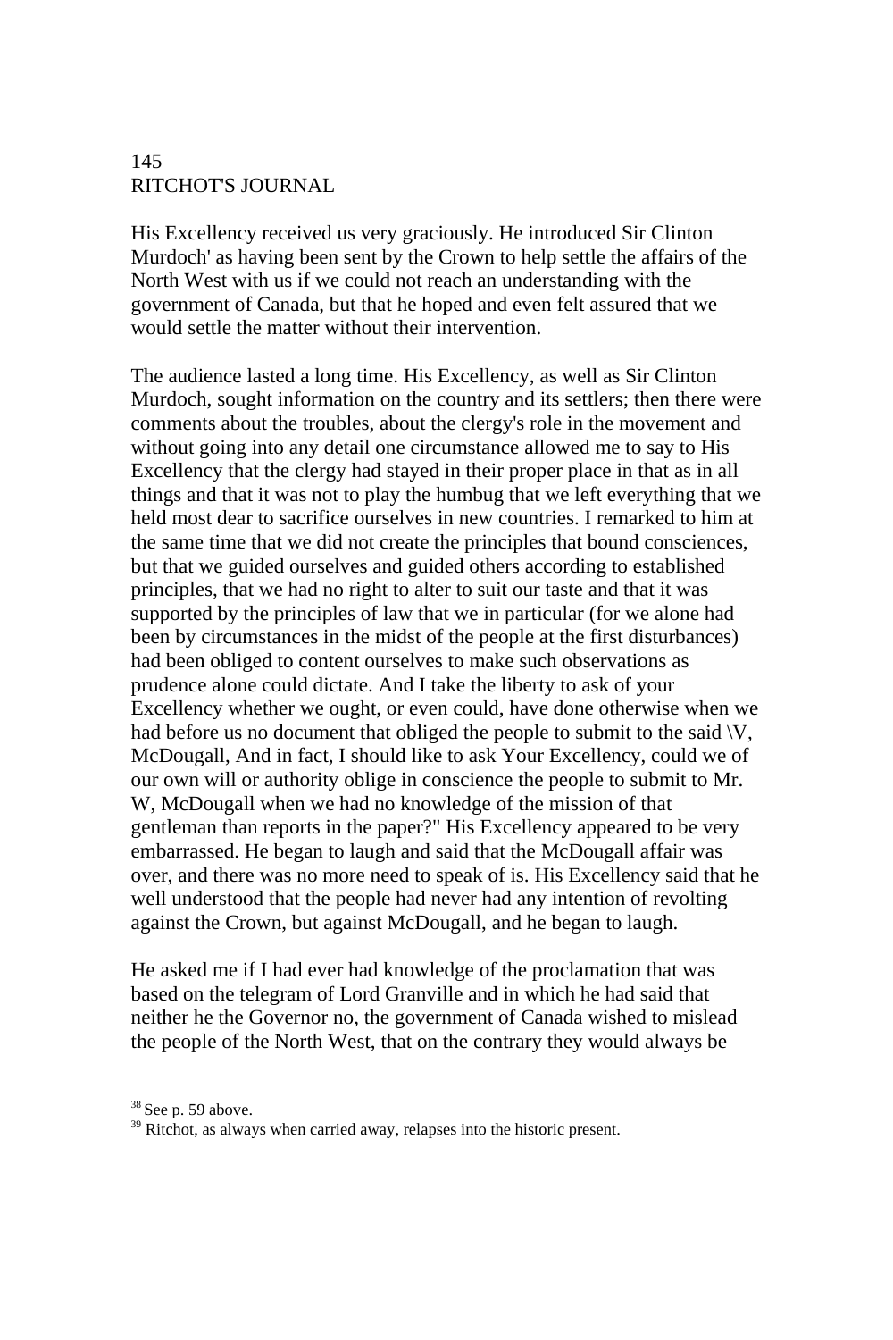His Excellency received us very graciously. He introduced Sir Clinton Murdoch' as having been sent by the Crown to help settle the affairs of the North West with us if we could not reach an understanding with the government of Canada, but that he hoped and even felt assured that we would settle the matter without their intervention.

The audience lasted a long time. His Excellency, as well as Sir Clinton Murdoch, sought information on the country and its settlers; then there were comments about the troubles, about the clergy's role in the movement and without going into any detail one circumstance allowed me to say to His Excellency that the clergy had stayed in their proper place in that as in all things and that it was not to play the humbug that we left everything that we held most dear to sacrifice ourselves in new countries. I remarked to him at the same time that we did not create the principles that bound consciences, but that we guided ourselves and guided others according to established principles, that we had no right to alter to suit our taste and that it was supported by the principles of law that we in particular (for we alone had been by circumstances in the midst of the people at the first disturbances) had been obliged to content ourselves to make such observations as prudence alone could dictate. And I take the liberty to ask of your Excellency whether we ought, or even could, have done otherwise when we had before us no document that obliged the people to submit to the said \V, McDougall, And in fact, I should like to ask Your Excellency, could we of our own will or authority oblige in conscience the people to submit to Mr. W, McDougall when we had no knowledge of the mission of that gentleman than reports in the paper?" His Excellency appeared to be very embarrassed. He began to laugh and said that the McDougall affair was over, and there was no more need to speak of is. His Excellency said that he well understood that the people had never had any intention of revolting against the Crown, but against McDougall, and he began to laugh.

He asked me if I had ever had knowledge of the proclamation that was based on the telegram of Lord Granville and in which he had said that neither he the Governor no, the government of Canada wished to mislead the people of the North West, that on the contrary they would always be

[38] See p. 59 above.

[39] Ritchot, as always when carried away, relapses into the historic present.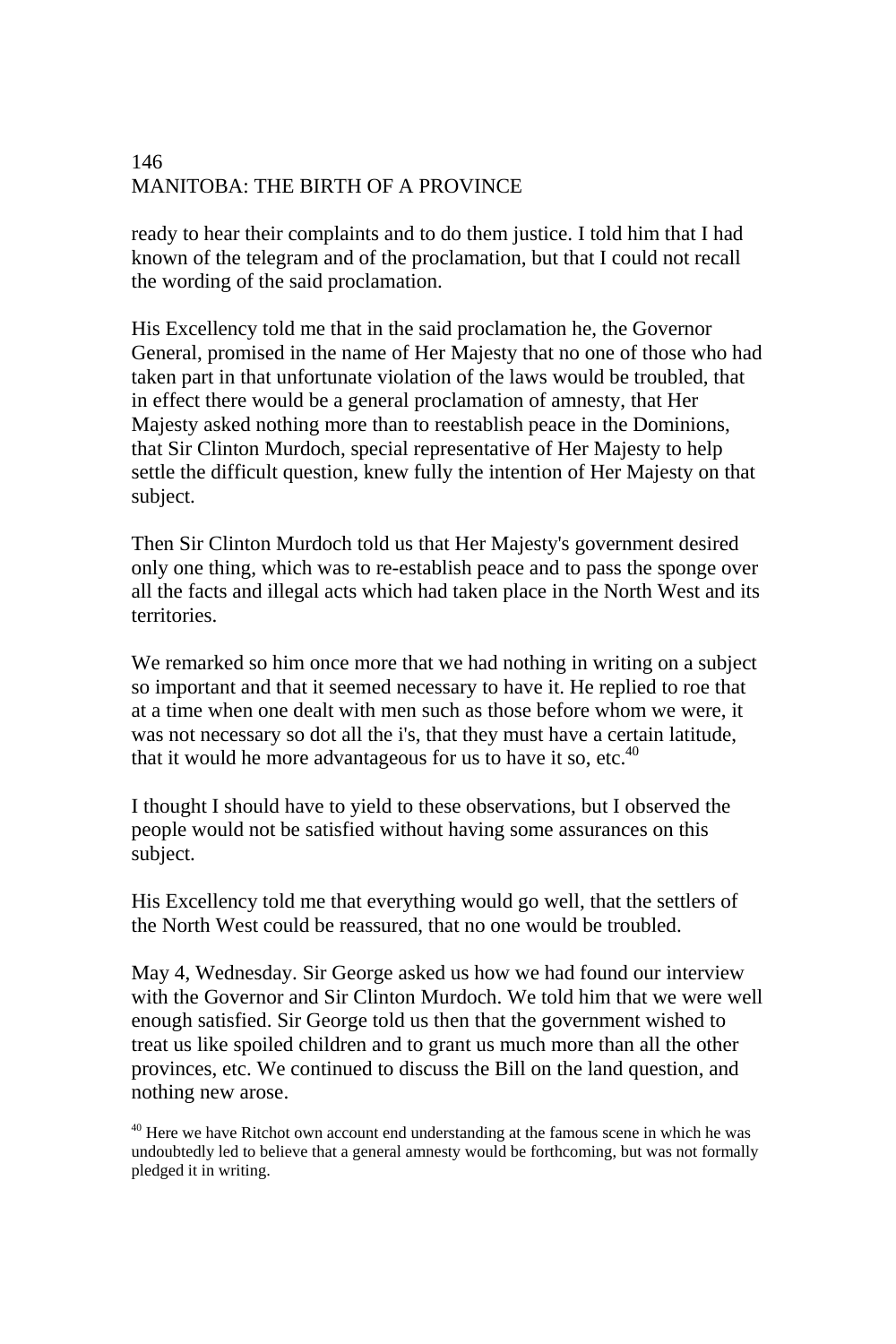ready to hear their complaints and to do them justice. I told him that I had known of the telegram and of the proclamation, but that I could not recall the wording of the said proclamation.

His Excellency told me that in the said proclamation he, the Governor General, promised in the name of Her Majesty that no one of those who had taken part in that unfortunate violation of the laws would be troubled, that in effect there would be a general proclamation of amnesty, that Her Majesty asked nothing more than to reestablish peace in the Dominions, that Sir Clinton Murdoch, special representative of Her Majesty to help settle the difficult question, knew fully the intention of Her Majesty on that subject.

Then Sir Clinton Murdoch told us that Her Majesty's government desired only one thing, which was to re-establish peace and to pass the sponge over all the facts and illegal acts which had taken place in the North West and its territories.

We remarked so him once more that we had nothing in writing on a subject so important and that it seemed necessary to have it. He replied to roe that at a time when one dealt with men such as those before whom we were, it was not necessary so dot all the i's, that they must have a certain latitude, that it would he more advantageous for us to have it so, etc.[40]

I thought I should have to yield to these observations, but I observed the people would not be satisfied without having some assurances on this subject.

His Excellency told me that everything would go well, that the settlers of the North West could be reassured, that no one would be troubled.

May 4, Wednesday. Sir George asked us how we had found our interview with the Governor and Sir Clinton Murdoch. We told him that we were well enough satisfied. Sir George told us then that the government wished to treat us like spoiled children and to grant us much more than all the other provinces, etc. We continued to discuss the Bill on the land question, and nothing new arose.

[40] Here we have Ritchot own account end understanding at the famous scene in which he was undoubtedly led to believe that a general amnesty would be forthcoming, but was not formally pledged it in writing.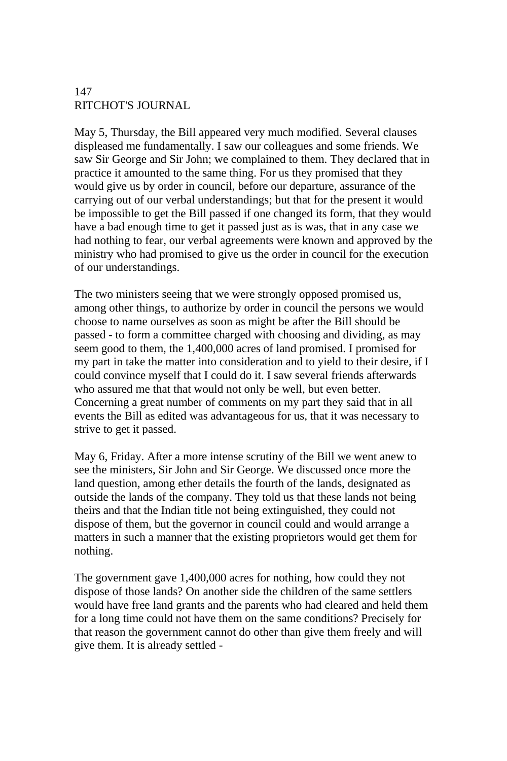RITCHOT'S JOURNAL

May 5, Thursday, the Bill appeared very much modified. Several clauses displeased me fundamentally. I saw our colleagues and some friends. We saw Sir George and Sir John; we complained to them. They declared that in practice it amounted to the same thing. For us they promised that they would give us by order in council, before our departure, assurance of the carrying out of our verbal understandings; but that for the present it would be impossible to get the Bill passed if one changed its form, that they would have a bad enough time to get it passed just as is was, that in any case we had nothing to fear, our verbal agreements were known and approved by the ministry who had promised to give us the order in council for the execution of our understandings.

The two ministers seeing that we were strongly opposed promised us, among other things, to authorize by order in council the persons we would choose to name ourselves as soon as might be after the Bill should be passed - to form a committee charged with choosing and dividing, as may seem good to them, the 1,400,000 acres of land promised. I promised for my part in take the matter into consideration and to yield to their desire, if I could convince myself that I could do it. I saw several friends afterwards who assured me that that would not only be well, but even better. Concerning a great number of comments on my part they said that in all events the Bill as edited was advantageous for us, that it was necessary to strive to get it passed.

May 6, Friday. After a more intense scrutiny of the Bill we went anew to see the ministers, Sir John and Sir George. We discussed once more the land question, among ether details the fourth of the lands, designated as outside the lands of the company. They told us that these lands not being theirs and that the Indian title not being extinguished, they could not dispose of them, but the governor in council could and would arrange a matters in such a manner that the existing proprietors would get them for nothing.

The government gave 1,400,000 acres for nothing, how could they not dispose of those lands? On another side the children of the same settlers would have free land grants and the parents who had cleared and held them for a long time could not have them on the same conditions? Precisely for that reason the government cannot do other than give them freely and will give them. It is already settled -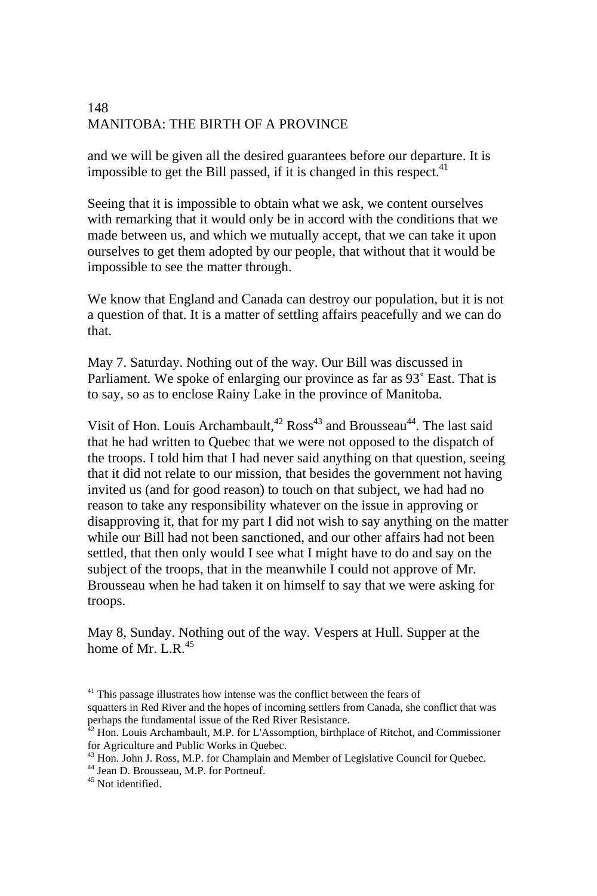and we will be given all the desired guarantees before our departure. It is impossible to get the Bill passed, if it is changed in this respect.[41]

Seeing that it is impossible to obtain what we ask, we content ourselves with remarking that it would only be in accord with the conditions that we made between us, and which we mutually accept, that we can take it upon ourselves to get them adopted by our people, that without that it would be impossible to see the matter through.

We know that England and Canada can destroy our population, but it is not a question of that. It is a matter of settling affairs peacefully and we can do that.

May 7. Saturday. Nothing out of the way. Our Bill was discussed in Parliament. We spoke of enlarging our province as far as 93˚ East. That is to say, so as to enclose Rainy Lake in the province of Manitoba.

Visit of Hon. Louis Archambault,[42] Ross[43] and Brousseau[44]. The last said that he had written to Quebec that we were not opposed to the dispatch of the troops. I told him that I had never said anything on that question, seeing that it did not relate to our mission, that besides the government not having invited us (and for good reason) to touch on that subject, we had had no reason to take any responsibility whatever on the issue in approving or disapproving it, that for my part I did not wish to say anything on the matter while our Bill had not been sanctioned, and our other affairs had not been settled, that then only would I see what I might have to do and say on the subject of the troops, that in the meanwhile I could not approve of Mr. Brousseau when he had taken it on himself to say that we were asking for troops.

May 8, Sunday. Nothing out of the way. Vespers at Hull. Supper at the home of Mr. L.R.[45]

---

[41] This passage illustrates how intense was the conflict between the fears of squatters in Red River and the hopes of incoming settlers from Canada, she conflict that was perhaps the fundamental issue of the Red River Resistance.

[42] Hon. Louis Archambault, M.P. for L'Assomption, birthplace of Ritchot, and Commissioner for Agriculture and Public Works in Quebec.

[43] Hon. John J. Ross, M.P. for Champlain and Member of Legislative Council for Quebec.

[44] Jean D. Brousseau, M.P. for Portneuf.

[45] Not identified.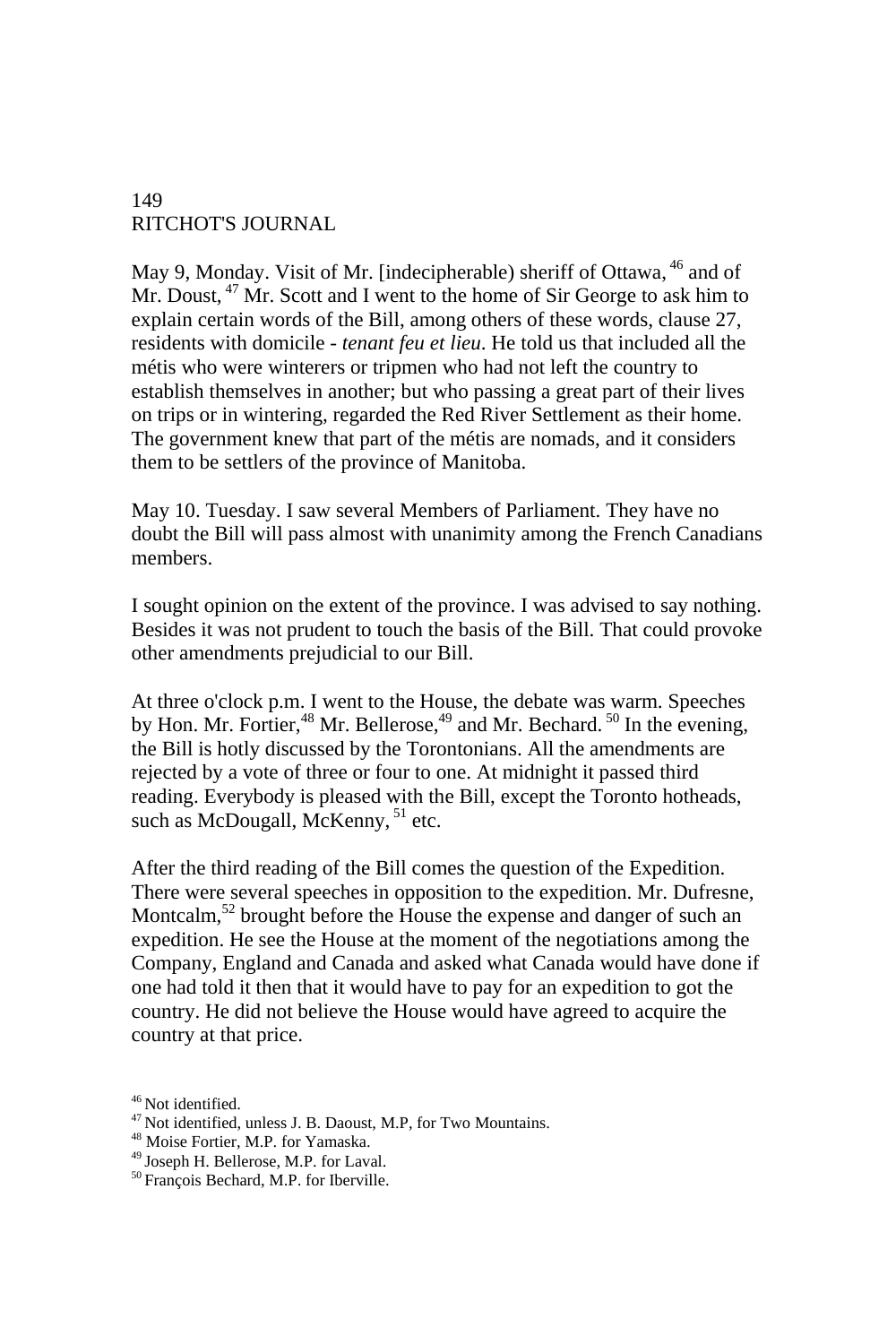May 9, Monday. Visit of Mr. [indecipherable) sheriff of Ottawa, [46] and of Mr. Doust, [47] Mr. Scott and I went to the home of Sir George to ask him to explain certain words of the Bill, among others of these words, clause 27, residents with domicile - *tenant feu et lieu*. He told us that included all the métis who were winterers or tripmen who had not left the country to establish themselves in another; but who passing a great part of their lives on trips or in wintering, regarded the Red River Settlement as their home. The government knew that part of the métis are nomads, and it considers them to be settlers of the province of Manitoba.

May 10. Tuesday. I saw several Members of Parliament. They have no doubt the Bill will pass almost with unanimity among the French Canadians members.

I sought opinion on the extent of the province. I was advised to say nothing. Besides it was not prudent to touch the basis of the Bill. That could provoke other amendments prejudicial to our Bill.

At three o'clock p.m. I went to the House, the debate was warm. Speeches by Hon. Mr. Fortier,[48] Mr. Bellerose,[49] and Mr. Bechard. [50] In the evening, the Bill is hotly discussed by the Torontonians. All the amendments are rejected by a vote of three or four to one. At midnight it passed third reading. Everybody is pleased with the Bill, except the Toronto hotheads, such as McDougall, McKenny, [51] etc.

After the third reading of the Bill comes the question of the Expedition. There were several speeches in opposition to the expedition. Mr. Dufresne, Montcalm,[52] brought before the House the expense and danger of such an expedition. He see the House at the moment of the negotiations among the Company, England and Canada and asked what Canada would have done if one had told it then that it would have to pay for an expedition to got the country. He did not believe the House would have agreed to acquire the country at that price.

[46] Not identified.
[47] Not identified, unless J. B. Daoust, M.P, for Two Mountains.
[48] Moise Fortier, M.P. for Yamaska.
[49] Joseph H. Bellerose, M.P. for Laval.
[50] François Bechard, M.P. for Iberville.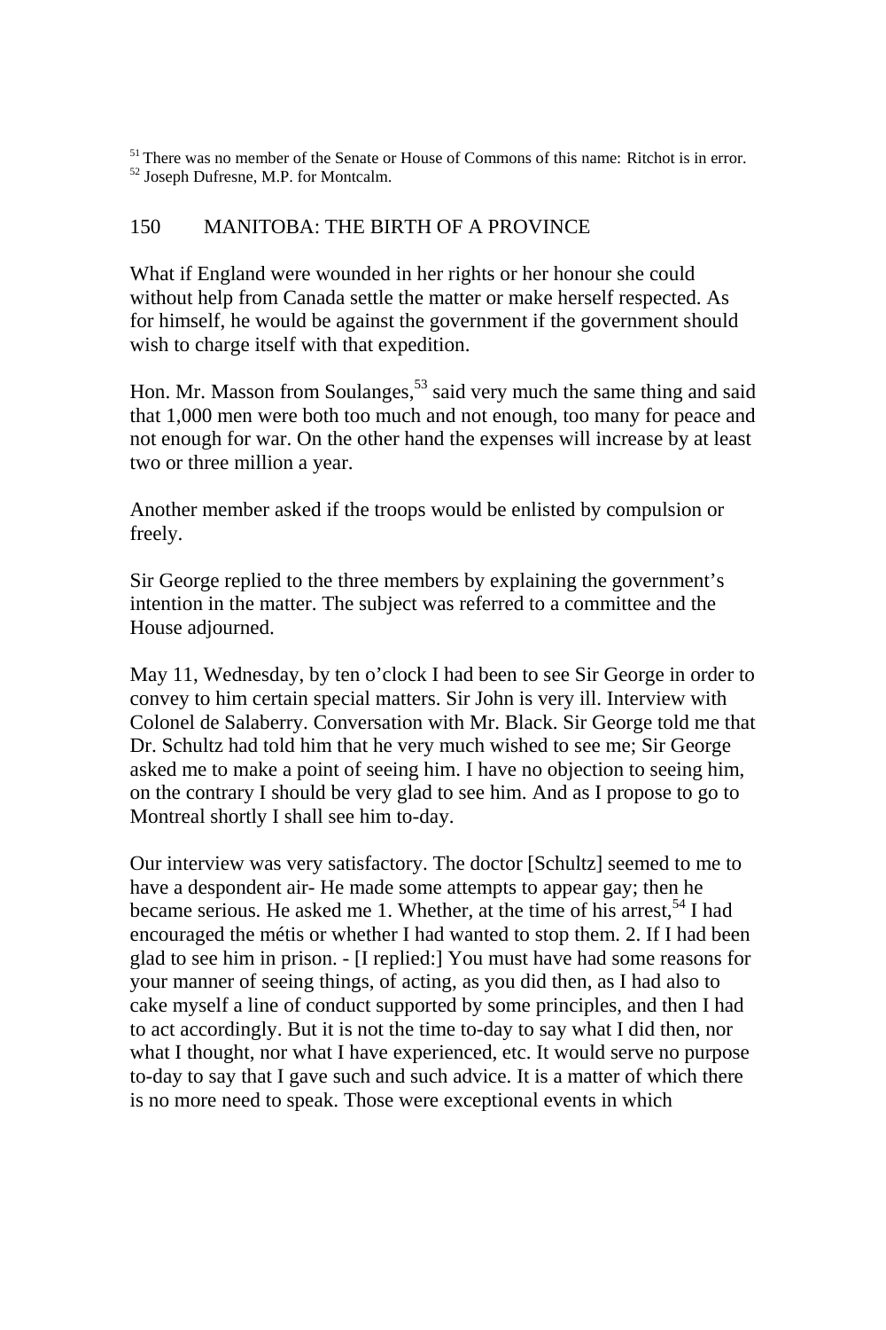[51] There was no member of the Senate or House of Commons of this name: Ritchot is in error.
[52] Joseph Dufresne, M.P. for Montcalm.

What if England were wounded in her rights or her honour she could without help from Canada settle the matter or make herself respected. As for himself, he would be against the government if the government should wish to charge itself with that expedition.

Hon. Mr. Masson from Soulanges,[53] said very much the same thing and said that 1,000 men were both too much and not enough, too many for peace and not enough for war. On the other hand the expenses will increase by at least two or three million a year.

Another member asked if the troops would be enlisted by compulsion or freely.

Sir George replied to the three members by explaining the government's intention in the matter. The subject was referred to a committee and the House adjourned.

May 11, Wednesday, by ten o'clock I had been to see Sir George in order to convey to him certain special matters. Sir John is very ill. Interview with Colonel de Salaberry. Conversation with Mr. Black. Sir George told me that Dr. Schultz had told him that he very much wished to see me; Sir George asked me to make a point of seeing him. I have no objection to seeing him, on the contrary I should be very glad to see him. And as I propose to go to Montreal shortly I shall see him to-day.

Our interview was very satisfactory. The doctor [Schultz] seemed to me to have a despondent air- He made some attempts to appear gay; then he became serious. He asked me 1. Whether, at the time of his arrest,[54] I had encouraged the métis or whether I had wanted to stop them. 2. If I had been glad to see him in prison. - [I replied:] You must have had some reasons for your manner of seeing things, of acting, as you did then, as I had also to cake myself a line of conduct supported by some principles, and then I had to act accordingly. But it is not the time to-day to say what I did then, nor what I thought, nor what I have experienced, etc. It would serve no purpose to-day to say that I gave such and such advice. It is a matter of which there is no more need to speak. Those were exceptional events in which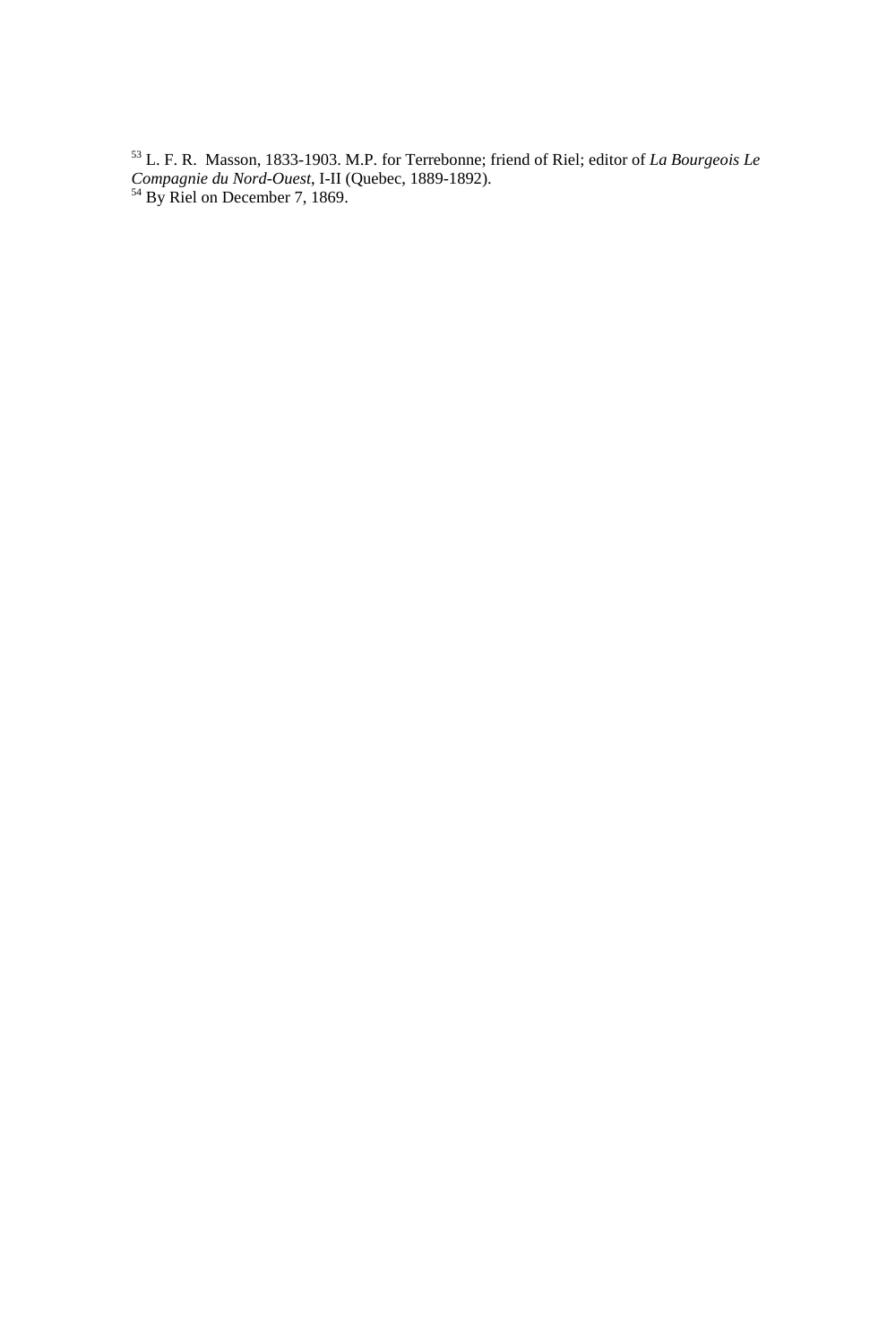[53] L. F. R. Masson, 1833-1903. M.P. for Terrebonne; friend of Riel; editor of *La Bourgeois Le Compagnie du Nord-Ouest*, I-II (Quebec, 1889-1892).
[54] By Riel on December 7, 1869.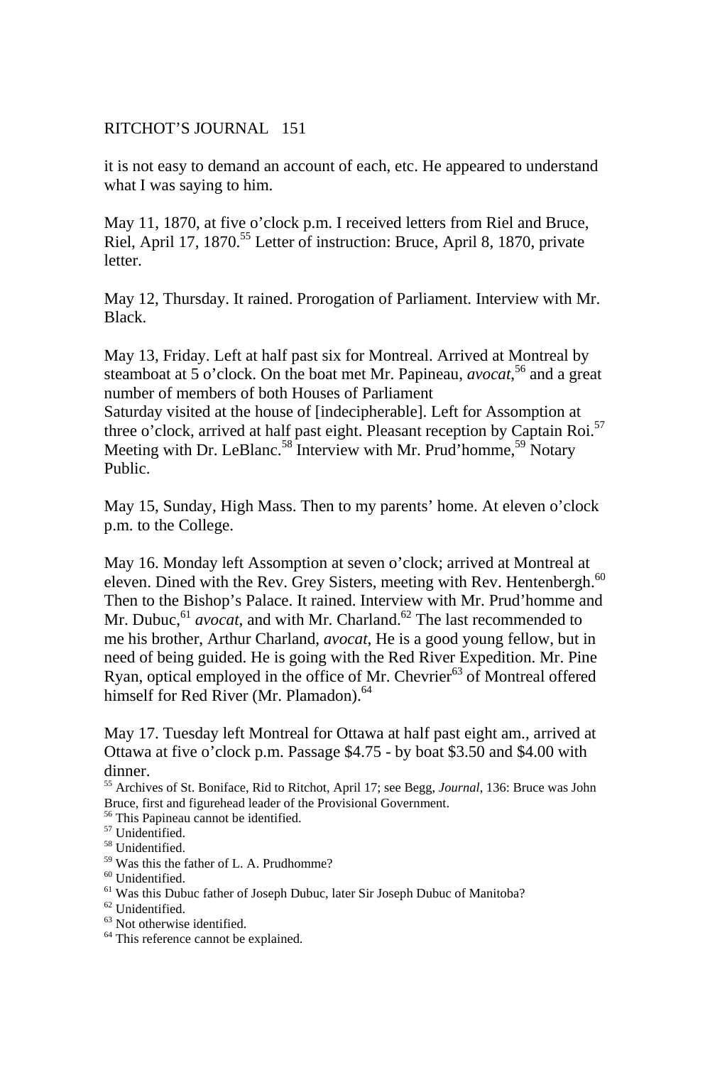it is not easy to demand an account of each, etc. He appeared to understand what I was saying to him.

May 11, 1870, at five o'clock p.m. I received letters from Riel and Bruce, Riel, April 17, 1870.[55] Letter of instruction: Bruce, April 8, 1870, private letter.

May 12, Thursday. It rained. Prorogation of Parliament. Interview with Mr. Black.

May 13, Friday. Left at half past six for Montreal. Arrived at Montreal by steamboat at 5 o'clock. On the boat met Mr. Papineau, *avocat*,[56] and a great number of members of both Houses of Parliament
Saturday visited at the house of [indecipherable]. Left for Assomption at three o'clock, arrived at half past eight. Pleasant reception by Captain Roi.[57] Meeting with Dr. LeBlanc.[58] Interview with Mr. Prud'homme,[59] Notary Public.

May 15, Sunday, High Mass. Then to my parents' home. At eleven o'clock p.m. to the College.

May 16. Monday left Assomption at seven o'clock; arrived at Montreal at eleven. Dined with the Rev. Grey Sisters, meeting with Rev. Hentenbergh.[60] Then to the Bishop's Palace. It rained. Interview with Mr. Prud'homme and Mr. Dubuc,[61] *avocat*, and with Mr. Charland.[62] The last recommended to me his brother, Arthur Charland, *avocat*, He is a good young fellow, but in need of being guided. He is going with the Red River Expedition. Mr. Pine Ryan, optical employed in the office of Mr. Chevrier[63] of Montreal offered himself for Red River (Mr. Plamadon).[64]

May 17. Tuesday left Montreal for Ottawa at half past eight am., arrived at Ottawa at five o'clock p.m. Passage $4.75 - by boat $3.50 and $4.00 with dinner.

[55] Archives of St. Boniface, Rid to Ritchot, April 17; see Begg, *Journal*, 136: Bruce was John Bruce, first and figurehead leader of the Provisional Government.
[56] This Papineau cannot be identified.
[57] Unidentified.
[58] Unidentified.
[59] Was this the father of L. A. Prudhomme?
[60] Unidentified.
[61] Was this Dubuc father of Joseph Dubuc, later Sir Joseph Dubuc of Manitoba?
[62] Unidentified.
[63] Not otherwise identified.
[64] This reference cannot be explained.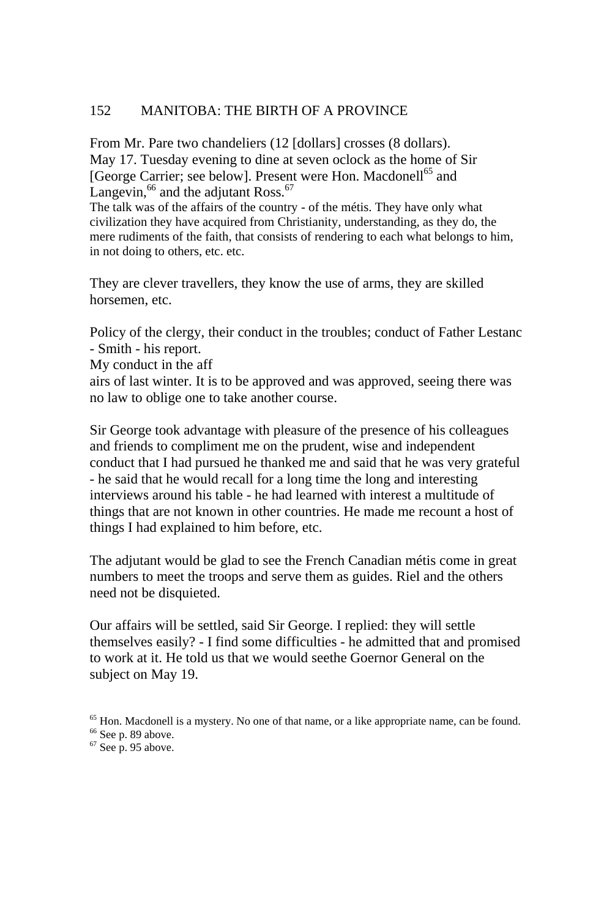From Mr. Pare two chandeliers (12 [dollars] crosses (8 dollars).
May 17. Tuesday evening to dine at seven oclock as the home of Sir [George Carrier; see below]. Present were Hon. Macdonell[65] and Langevin,[66] and the adjutant Ross.[67]

The talk was of the affairs of the country - of the métis. They have only what civilization they have acquired from Christianity, understanding, as they do, the mere rudiments of the faith, that consists of rendering to each what belongs to him, in not doing to others, etc. etc.

They are clever travellers, they know the use of arms, they are skilled horsemen, etc.

Policy of the clergy, their conduct in the troubles; conduct of Father Lestanc - Smith - his report.
My conduct in the aff
airs of last winter. It is to be approved and was approved, seeing there was no law to oblige one to take another course.

Sir George took advantage with pleasure of the presence of his colleagues and friends to compliment me on the prudent, wise and independent conduct that I had pursued he thanked me and said that he was very grateful - he said that he would recall for a long time the long and interesting interviews around his table - he had learned with interest a multitude of things that are not known in other countries. He made me recount a host of things I had explained to him before, etc.

The adjutant would be glad to see the French Canadian métis come in great numbers to meet the troops and serve them as guides. Riel and the others need not be disquieted.

Our affairs will be settled, said Sir George. I replied: they will settle themselves easily? - I find some difficulties - he admitted that and promised to work at it. He told us that we would seethe Goernor General on the subject on May 19.

[65] Hon. Macdonell is a mystery. No one of that name, or a like appropriate name, can be found.
[66] See p. 89 above.
[67] See p. 95 above.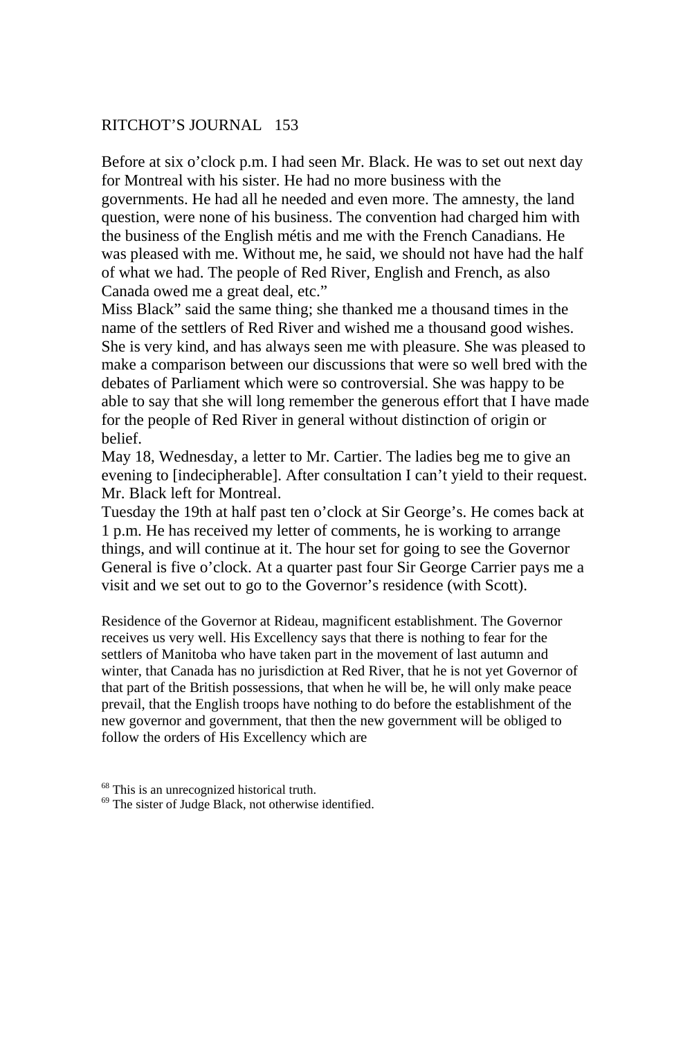Before at six o'clock p.m. I had seen Mr. Black. He was to set out next day for Montreal with his sister. He had no more business with the governments. He had all he needed and even more. The amnesty, the land question, were none of his business. The convention had charged him with the business of the English métis and me with the French Canadians. He was pleased with me. Without me, he said, we should not have had the half of what we had. The people of Red River, English and French, as also Canada owed me a great deal, etc."

Miss Black" said the same thing; she thanked me a thousand times in the name of the settlers of Red River and wished me a thousand good wishes. She is very kind, and has always seen me with pleasure. She was pleased to make a comparison between our discussions that were so well bred with the debates of Parliament which were so controversial. She was happy to be able to say that she will long remember the generous effort that I have made for the people of Red River in general without distinction of origin or belief.

May 18, Wednesday, a letter to Mr. Cartier. The ladies beg me to give an evening to [indecipherable]. After consultation I can't yield to their request. Mr. Black left for Montreal.

Tuesday the 19th at half past ten o'clock at Sir George's. He comes back at 1 p.m. He has received my letter of comments, he is working to arrange things, and will continue at it. The hour set for going to see the Governor General is five o'clock. At a quarter past four Sir George Carrier pays me a visit and we set out to go to the Governor's residence (with Scott).

Residence of the Governor at Rideau, magnificent establishment. The Governor receives us very well. His Excellency says that there is nothing to fear for the settlers of Manitoba who have taken part in the movement of last autumn and winter, that Canada has no jurisdiction at Red River, that he is not yet Governor of that part of the British possessions, that when he will be, he will only make peace prevail, that the English troops have nothing to do before the establishment of the new governor and government, that then the new government will be obliged to follow the orders of His Excellency which are

[68] This is an unrecognized historical truth.

[69] The sister of Judge Black, not otherwise identified.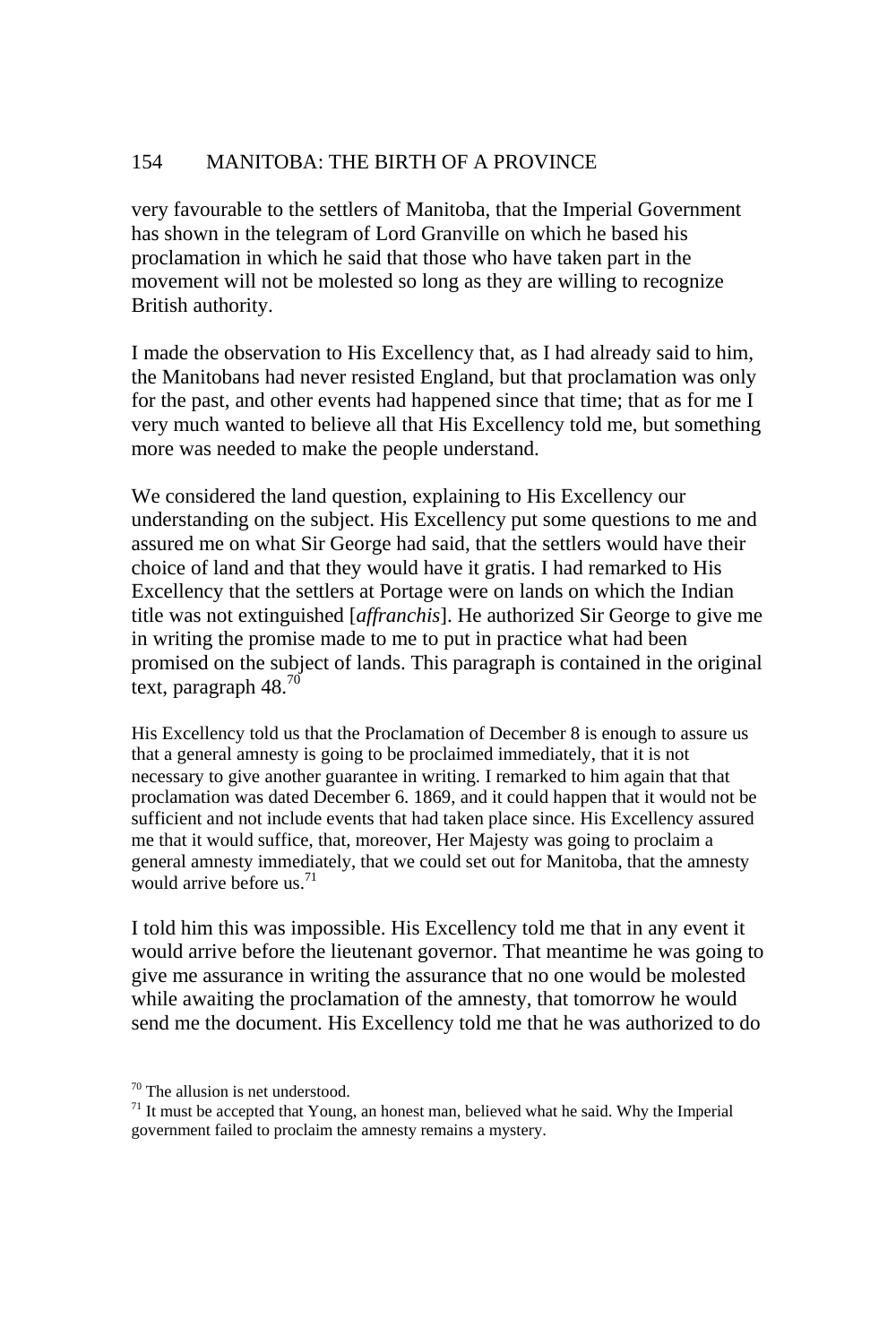very favourable to the settlers of Manitoba, that the Imperial Government has shown in the telegram of Lord Granville on which he based his proclamation in which he said that those who have taken part in the movement will not be molested so long as they are willing to recognize British authority.

I made the observation to His Excellency that, as I had already said to him, the Manitobans had never resisted England, but that proclamation was only for the past, and other events had happened since that time; that as for me I very much wanted to believe all that His Excellency told me, but something more was needed to make the people understand.

We considered the land question, explaining to His Excellency our understanding on the subject. His Excellency put some questions to me and assured me on what Sir George had said, that the settlers would have their choice of land and that they would have it gratis. I had remarked to His Excellency that the settlers at Portage were on lands on which the Indian title was not extinguished [*affranchis*]. He authorized Sir George to give me in writing the promise made to me to put in practice what had been promised on the subject of lands. This paragraph is contained in the original text, paragraph 48.[70]

His Excellency told us that the Proclamation of December 8 is enough to assure us that a general amnesty is going to be proclaimed immediately, that it is not necessary to give another guarantee in writing. I remarked to him again that that proclamation was dated December 6. 1869, and it could happen that it would not be sufficient and not include events that had taken place since. His Excellency assured me that it would suffice, that, moreover, Her Majesty was going to proclaim a general amnesty immediately, that we could set out for Manitoba, that the amnesty would arrive before us.[71]

I told him this was impossible. His Excellency told me that in any event it would arrive before the lieutenant governor. That meantime he was going to give me assurance in writing the assurance that no one would be molested while awaiting the proclamation of the amnesty, that tomorrow he would send me the document. His Excellency told me that he was authorized to do

[70] The allusion is net understood.

[71] It must be accepted that Young, an honest man, believed what he said. Why the Imperial government failed to proclaim the amnesty remains a mystery.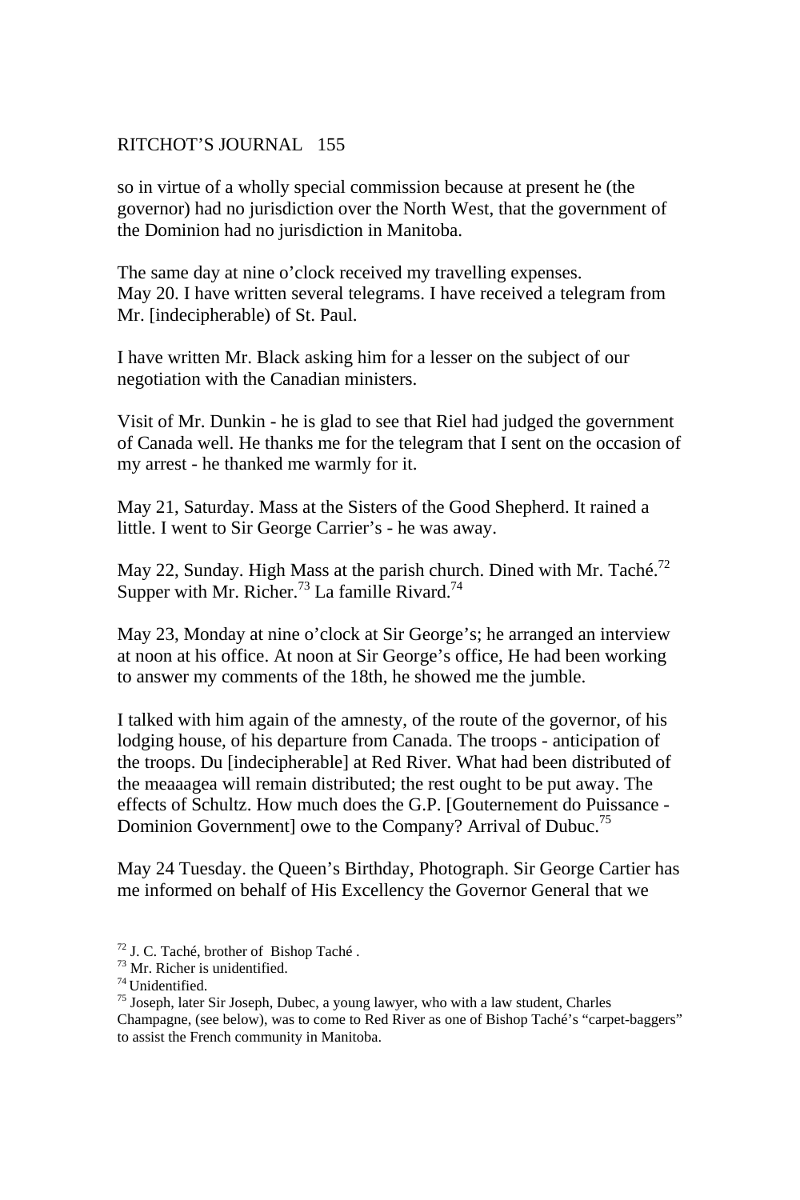so in virtue of a wholly special commission because at present he (the governor) had no jurisdiction over the North West, that the government of the Dominion had no jurisdiction in Manitoba.

The same day at nine o'clock received my travelling expenses.
May 20. I have written several telegrams. I have received a telegram from Mr. [indecipherable) of St. Paul.

I have written Mr. Black asking him for a lesser on the subject of our negotiation with the Canadian ministers.

Visit of Mr. Dunkin - he is glad to see that Riel had judged the government of Canada well. He thanks me for the telegram that I sent on the occasion of my arrest - he thanked me warmly for it.

May 21, Saturday. Mass at the Sisters of the Good Shepherd. It rained a little. I went to Sir George Carrier's - he was away.

May 22, Sunday. High Mass at the parish church. Dined with Mr. Taché.[72] Supper with Mr. Richer.[73] La famille Rivard.[74]

May 23, Monday at nine o'clock at Sir George's; he arranged an interview at noon at his office. At noon at Sir George's office, He had been working to answer my comments of the 18th, he showed me the jumble.

I talked with him again of the amnesty, of the route of the governor, of his lodging house, of his departure from Canada. The troops - anticipation of the troops. Du [indecipherable] at Red River. What had been distributed of the meaaagea will remain distributed; the rest ought to be put away. The effects of Schultz. How much does the G.P. [Gouternement do Puissance - Dominion Government] owe to the Company? Arrival of Dubuc.[75]

May 24 Tuesday. the Queen's Birthday, Photograph. Sir George Cartier has me informed on behalf of His Excellency the Governor General that we

---

[72] J. C. Taché, brother of Bishop Taché .
[73] Mr. Richer is unidentified.
[74] Unidentified.
[75] Joseph, later Sir Joseph, Dubec, a young lawyer, who with a law student, Charles Champagne, (see below), was to come to Red River as one of Bishop Taché's "carpet-baggers" to assist the French community in Manitoba.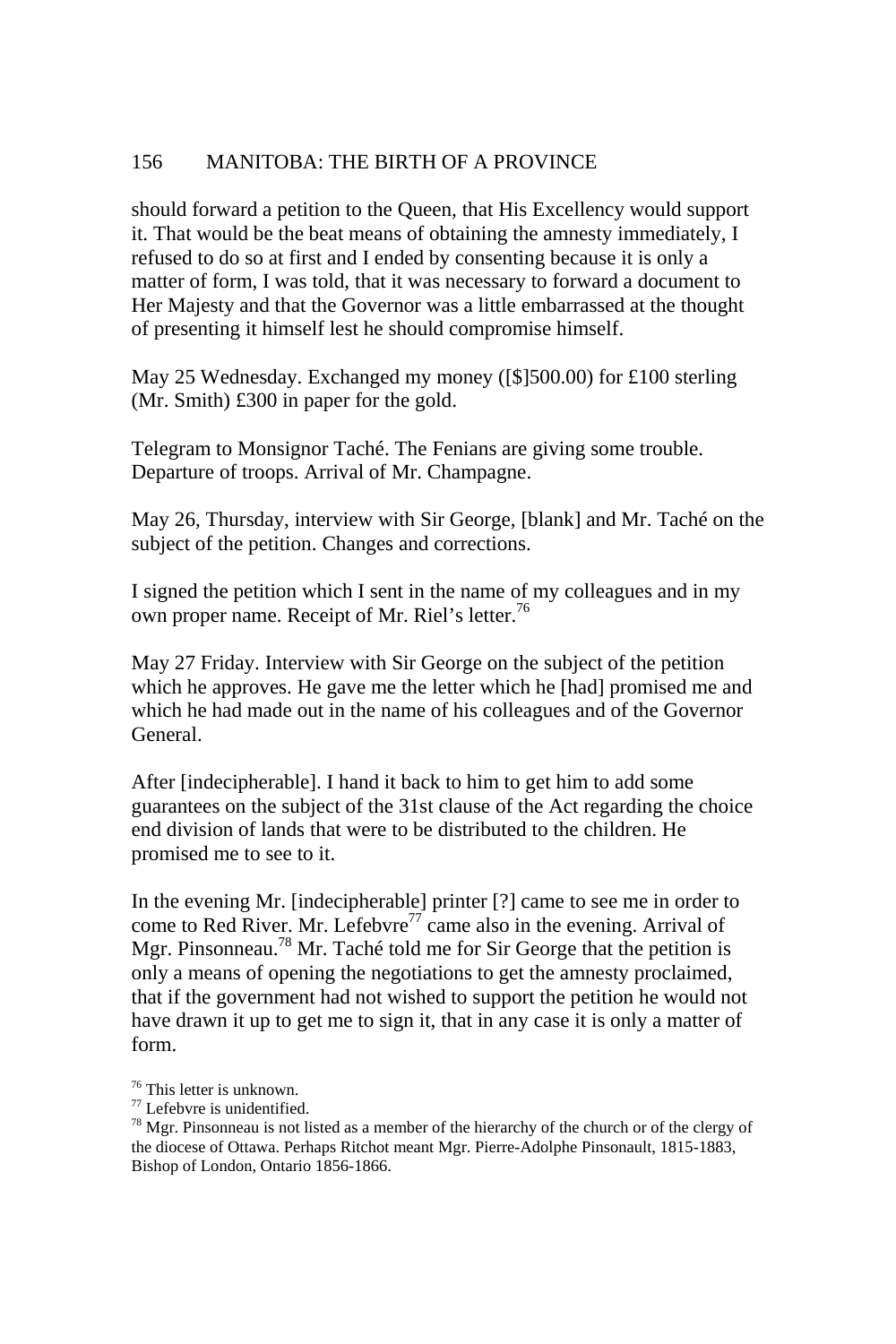should forward a petition to the Queen, that His Excellency would support it. That would be the beat means of obtaining the amnesty immediately, I refused to do so at first and I ended by consenting because it is only a matter of form, I was told, that it was necessary to forward a document to Her Majesty and that the Governor was a little embarrassed at the thought of presenting it himself lest he should compromise himself.

May 25 Wednesday. Exchanged my money ([$]500.00) for £100 sterling (Mr. Smith) £300 in paper for the gold.

Telegram to Monsignor Taché. The Fenians are giving some trouble. Departure of troops. Arrival of Mr. Champagne.

May 26, Thursday, interview with Sir George, [blank] and Mr. Taché on the subject of the petition. Changes and corrections.

I signed the petition which I sent in the name of my colleagues and in my own proper name. Receipt of Mr. Riel's letter.[76]

May 27 Friday. Interview with Sir George on the subject of the petition which he approves. He gave me the letter which he [had] promised me and which he had made out in the name of his colleagues and of the Governor General.

After [indecipherable]. I hand it back to him to get him to add some guarantees on the subject of the 31st clause of the Act regarding the choice end division of lands that were to be distributed to the children. He promised me to see to it.

In the evening Mr. [indecipherable] printer [?] came to see me in order to come to Red River. Mr. Lefebvre[77] came also in the evening. Arrival of Mgr. Pinsonneau.[78] Mr. Taché told me for Sir George that the petition is only a means of opening the negotiations to get the amnesty proclaimed, that if the government had not wished to support the petition he would not have drawn it up to get me to sign it, that in any case it is only a matter of form.

[76] This letter is unknown.

[77] Lefebvre is unidentified.

[78] Mgr. Pinsonneau is not listed as a member of the hierarchy of the church or of the clergy of the diocese of Ottawa. Perhaps Ritchot meant Mgr. Pierre-Adolphe Pinsonault, 1815-1883, Bishop of London, Ontario 1856-1866.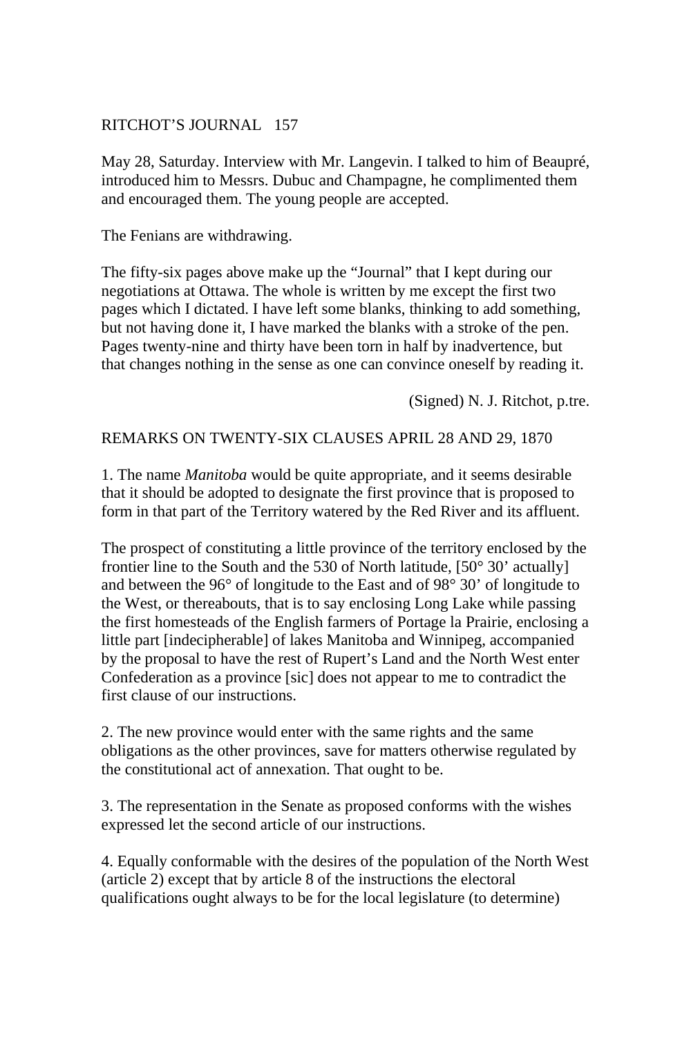May 28, Saturday. Interview with Mr. Langevin. I talked to him of Beaupré, introduced him to Messrs. Dubuc and Champagne, he complimented them and encouraged them. The young people are accepted.

The Fenians are withdrawing.

The fifty-six pages above make up the "Journal" that I kept during our negotiations at Ottawa. The whole is written by me except the first two pages which I dictated. I have left some blanks, thinking to add something, but not having done it, I have marked the blanks with a stroke of the pen. Pages twenty-nine and thirty have been torn in half by inadvertence, but that changes nothing in the sense as one can convince oneself by reading it.

(Signed) N. J. Ritchot, p.tre.

## REMARKS ON TWENTY-SIX CLAUSES APRIL 28 AND 29, 1870

1. The name *Manitoba* would be quite appropriate, and it seems desirable that it should be adopted to designate the first province that is proposed to form in that part of the Territory watered by the Red River and its affluent.

The prospect of constituting a little province of the territory enclosed by the frontier line to the South and the 530 of North latitude, [50° 30' actually] and between the 96° of longitude to the East and of 98° 30' of longitude to the West, or thereabouts, that is to say enclosing Long Lake while passing the first homesteads of the English farmers of Portage la Prairie, enclosing a little part [indecipherable] of lakes Manitoba and Winnipeg, accompanied by the proposal to have the rest of Rupert's Land and the North West enter Confederation as a province [sic] does not appear to me to contradict the first clause of our instructions.

2. The new province would enter with the same rights and the same obligations as the other provinces, save for matters otherwise regulated by the constitutional act of annexation. That ought to be.

3. The representation in the Senate as proposed conforms with the wishes expressed let the second article of our instructions.

4. Equally conformable with the desires of the population of the North West (article 2) except that by article 8 of the instructions the electoral qualifications ought always to be for the local legislature (to determine)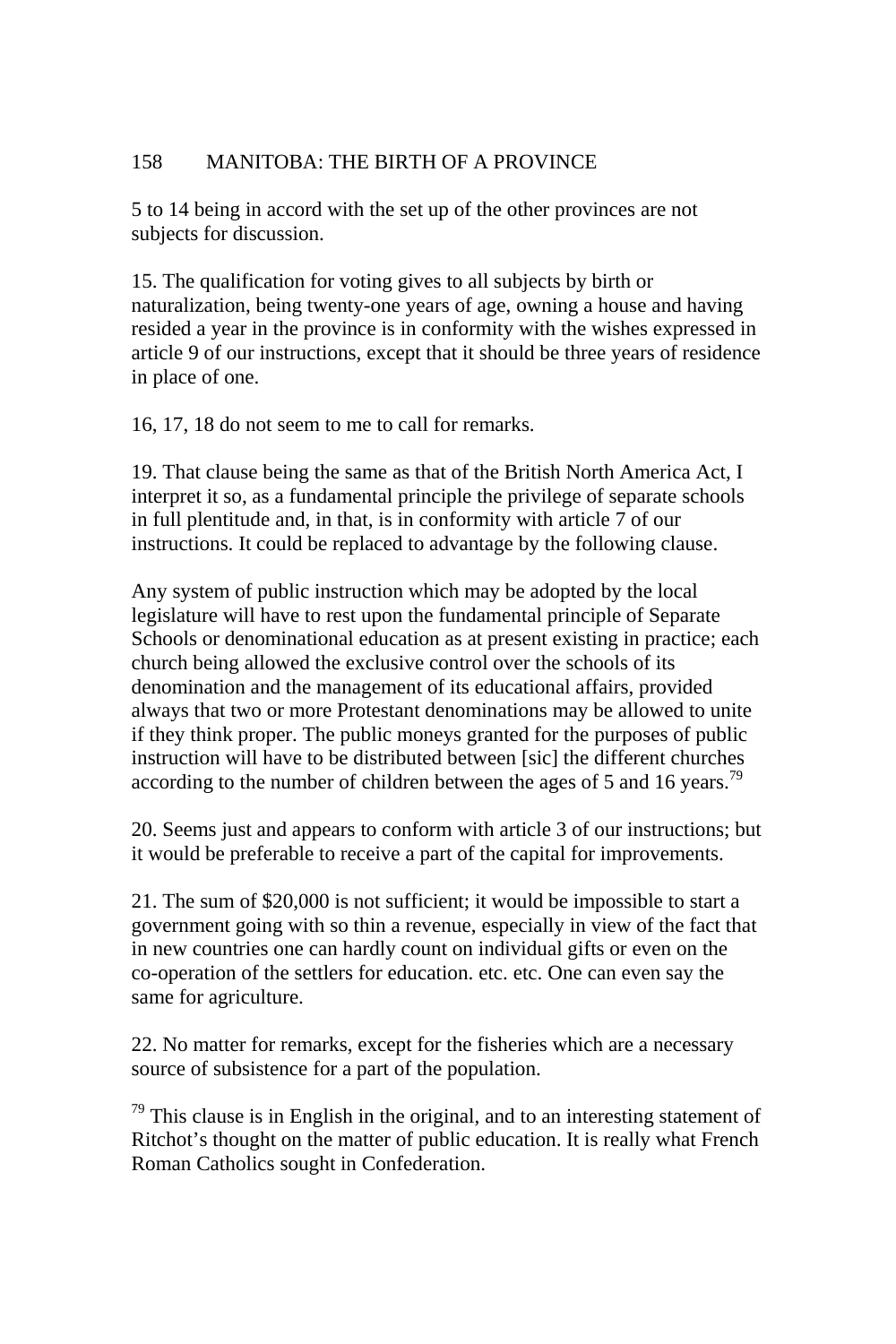5 to 14 being in accord with the set up of the other provinces are not subjects for discussion.

15. The qualification for voting gives to all subjects by birth or naturalization, being twenty-one years of age, owning a house and having resided a year in the province is in conformity with the wishes expressed in article 9 of our instructions, except that it should be three years of residence in place of one.

16, 17, 18 do not seem to me to call for remarks.

19. That clause being the same as that of the British North America Act, I interpret it so, as a fundamental principle the privilege of separate schools in full plentitude and, in that, is in conformity with article 7 of our instructions. It could be replaced to advantage by the following clause.

Any system of public instruction which may be adopted by the local legislature will have to rest upon the fundamental principle of Separate Schools or denominational education as at present existing in practice; each church being allowed the exclusive control over the schools of its denomination and the management of its educational affairs, provided always that two or more Protestant denominations may be allowed to unite if they think proper. The public moneys granted for the purposes of public instruction will have to be distributed between [sic] the different churches according to the number of children between the ages of 5 and 16 years.[79]

20. Seems just and appears to conform with article 3 of our instructions; but it would be preferable to receive a part of the capital for improvements.

21. The sum of $20,000 is not sufficient; it would be impossible to start a government going with so thin a revenue, especially in view of the fact that in new countries one can hardly count on individual gifts or even on the co-operation of the settlers for education. etc. etc. One can even say the same for agriculture.

22. No matter for remarks, except for the fisheries which are a necessary source of subsistence for a part of the population.

[79] This clause is in English in the original, and to an interesting statement of Ritchot's thought on the matter of public education. It is really what French Roman Catholics sought in Confederation.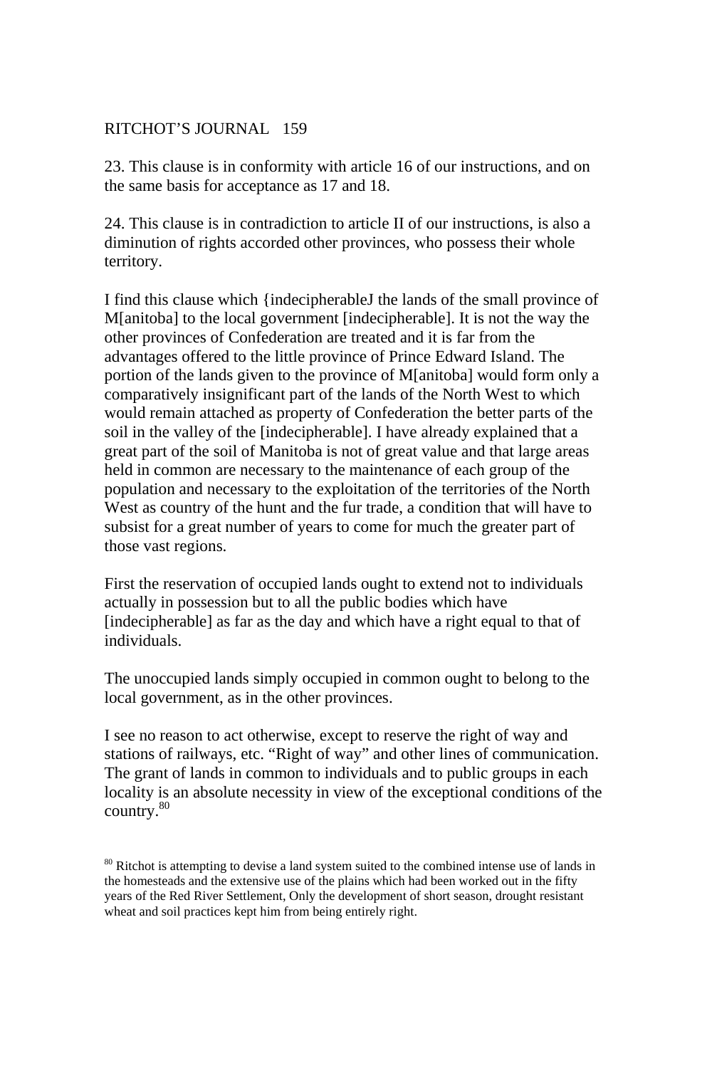23. This clause is in conformity with article 16 of our instructions, and on the same basis for acceptance as 17 and 18.

24. This clause is in contradiction to article II of our instructions, is also a diminution of rights accorded other provinces, who possess their whole territory.

I find this clause which {indecipherableJ the lands of the small province of M[anitoba] to the local government [indecipherable]. It is not the way the other provinces of Confederation are treated and it is far from the advantages offered to the little province of Prince Edward Island. The portion of the lands given to the province of M[anitoba] would form only a comparatively insignificant part of the lands of the North West to which would remain attached as property of Confederation the better parts of the soil in the valley of the [indecipherable]. I have already explained that a great part of the soil of Manitoba is not of great value and that large areas held in common are necessary to the maintenance of each group of the population and necessary to the exploitation of the territories of the North West as country of the hunt and the fur trade, a condition that will have to subsist for a great number of years to come for much the greater part of those vast regions.

First the reservation of occupied lands ought to extend not to individuals actually in possession but to all the public bodies which have [indecipherable] as far as the day and which have a right equal to that of individuals.

The unoccupied lands simply occupied in common ought to belong to the local government, as in the other provinces.

I see no reason to act otherwise, except to reserve the right of way and stations of railways, etc. "Right of way" and other lines of communication. The grant of lands in common to individuals and to public groups in each locality is an absolute necessity in view of the exceptional conditions of the country.[80]

[80] Ritchot is attempting to devise a land system suited to the combined intense use of lands in the homesteads and the extensive use of the plains which had been worked out in the fifty years of the Red River Settlement, Only the development of short season, drought resistant wheat and soil practices kept him from being entirely right.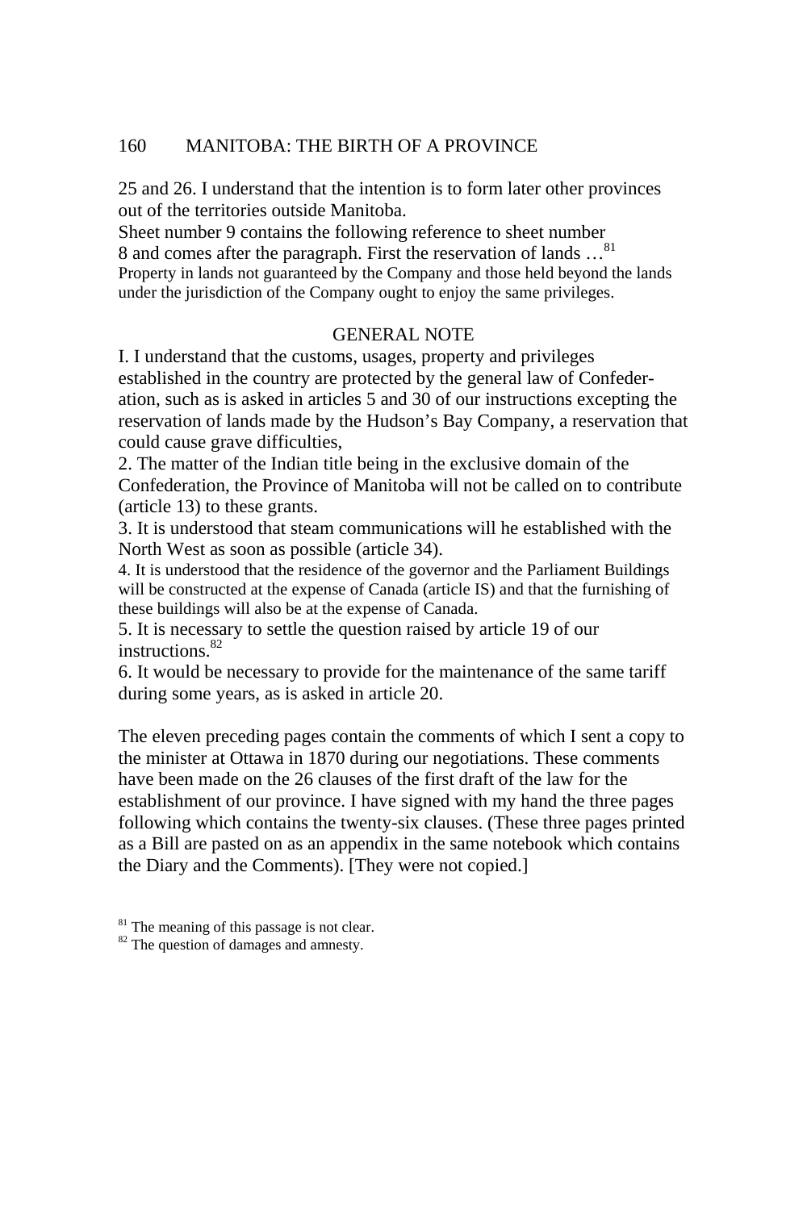25 and 26. I understand that the intention is to form later other provinces out of the territories outside Manitoba.

Sheet number 9 contains the following reference to sheet number 8 and comes after the paragraph. First the reservation of lands …[81]

Property in lands not guaranteed by the Company and those held beyond the lands under the jurisdiction of the Company ought to enjoy the same privileges.

## GENERAL NOTE

I. I understand that the customs, usages, property and privileges established in the country are protected by the general law of Confederation, such as is asked in articles 5 and 30 of our instructions excepting the reservation of lands made by the Hudson's Bay Company, a reservation that could cause grave difficulties,

2. The matter of the Indian title being in the exclusive domain of the Confederation, the Province of Manitoba will not be called on to contribute (article 13) to these grants.

3. It is understood that steam communications will he established with the North West as soon as possible (article 34).

4. It is understood that the residence of the governor and the Parliament Buildings will be constructed at the expense of Canada (article IS) and that the furnishing of these buildings will also be at the expense of Canada.

5. It is necessary to settle the question raised by article 19 of our instructions.[82]

6. It would be necessary to provide for the maintenance of the same tariff during some years, as is asked in article 20.

The eleven preceding pages contain the comments of which I sent a copy to the minister at Ottawa in 1870 during our negotiations. These comments have been made on the 26 clauses of the first draft of the law for the establishment of our province. I have signed with my hand the three pages following which contains the twenty-six clauses. (These three pages printed as a Bill are pasted on as an appendix in the same notebook which contains the Diary and the Comments). [They were not copied.]

[81] The meaning of this passage is not clear.

[82] The question of damages and amnesty.